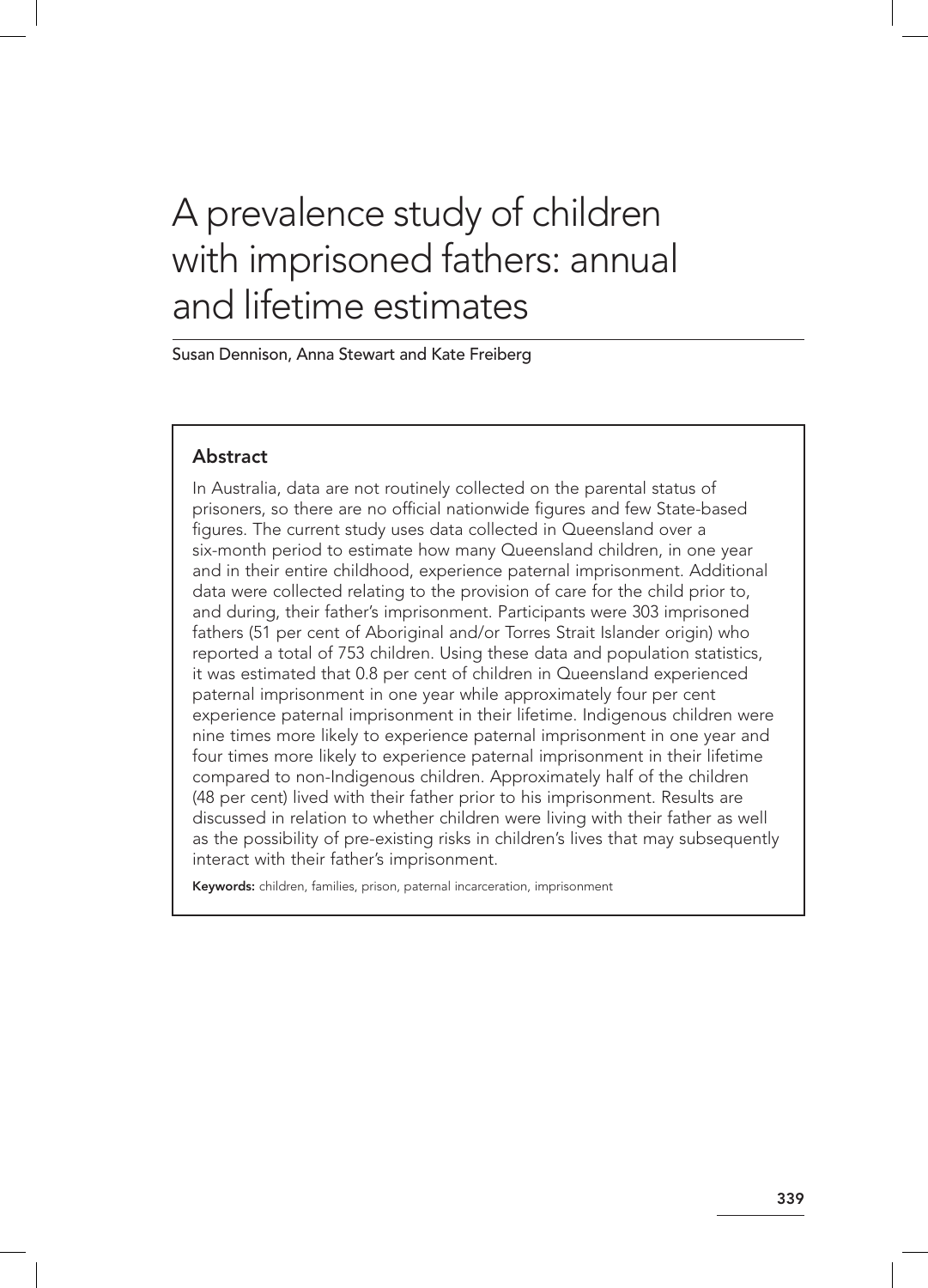# A prevalence study of children with imprisoned fathers: annual and lifetime estimates

Susan Dennison, Anna Stewart and Kate Freiberg

## Abstract

In Australia, data are not routinely collected on the parental status of prisoners, so there are no official nationwide figures and few State-based figures. The current study uses data collected in Queensland over a six-month period to estimate how many Queensland children, in one year and in their entire childhood, experience paternal imprisonment. Additional data were collected relating to the provision of care for the child prior to, and during, their father's imprisonment. Participants were 303 imprisoned fathers (51 per cent of Aboriginal and/or Torres Strait Islander origin) who reported a total of 753 children. Using these data and population statistics, it was estimated that 0.8 per cent of children in Queensland experienced paternal imprisonment in one year while approximately four per cent experience paternal imprisonment in their lifetime. Indigenous children were nine times more likely to experience paternal imprisonment in one year and four times more likely to experience paternal imprisonment in their lifetime compared to non-Indigenous children. Approximately half of the children (48 per cent) lived with their father prior to his imprisonment. Results are discussed in relation to whether children were living with their father as well as the possibility of pre-existing risks in children's lives that may subsequently interact with their father's imprisonment.

**Keywords:** children, families, prison, paternal incarceration, imprisonment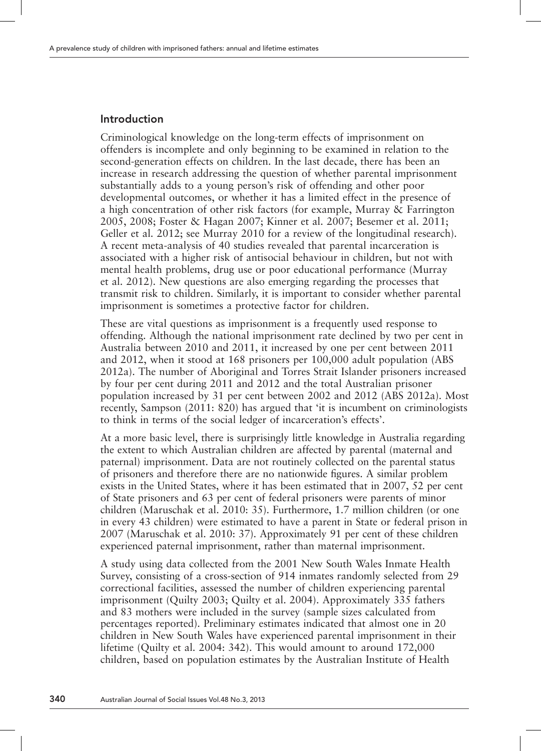## Introduction

Criminological knowledge on the long-term effects of imprisonment on offenders is incomplete and only beginning to be examined in relation to the second-generation effects on children. In the last decade, there has been an increase in research addressing the question of whether parental imprisonment substantially adds to a young person's risk of offending and other poor developmental outcomes, or whether it has a limited effect in the presence of a high concentration of other risk factors (for example, Murray & Farrington 2005, 2008; Foster & Hagan 2007; Kinner et al. 2007; Besemer et al. 2011; Geller et al. 2012; see Murray 2010 for a review of the longitudinal research). A recent meta-analysis of 40 studies revealed that parental incarceration is associated with a higher risk of antisocial behaviour in children, but not with mental health problems, drug use or poor educational performance (Murray et al. 2012). New questions are also emerging regarding the processes that transmit risk to children. Similarly, it is important to consider whether parental imprisonment is sometimes a protective factor for children.

These are vital questions as imprisonment is a frequently used response to offending. Although the national imprisonment rate declined by two per cent in Australia between 2010 and 2011, it increased by one per cent between 2011 and 2012, when it stood at 168 prisoners per 100,000 adult population (ABS 2012a). The number of Aboriginal and Torres Strait Islander prisoners increased by four per cent during 2011 and 2012 and the total Australian prisoner population increased by 31 per cent between 2002 and 2012 (ABS 2012a). Most recently, Sampson (2011: 820) has argued that 'it is incumbent on criminologists to think in terms of the social ledger of incarceration's effects'.

At a more basic level, there is surprisingly little knowledge in Australia regarding the extent to which Australian children are affected by parental (maternal and paternal) imprisonment. Data are not routinely collected on the parental status of prisoners and therefore there are no nationwide figures. A similar problem exists in the United States, where it has been estimated that in 2007, 52 per cent of State prisoners and 63 per cent of federal prisoners were parents of minor children (Maruschak et al. 2010: 35). Furthermore, 1.7 million children (or one in every 43 children) were estimated to have a parent in State or federal prison in 2007 (Maruschak et al. 2010: 37). Approximately 91 per cent of these children experienced paternal imprisonment, rather than maternal imprisonment.

A study using data collected from the 2001 New South Wales Inmate Health Survey, consisting of a cross-section of 914 inmates randomly selected from 29 correctional facilities, assessed the number of children experiencing parental imprisonment (Quilty 2003; Quilty et al. 2004). Approximately 335 fathers and 83 mothers were included in the survey (sample sizes calculated from percentages reported). Preliminary estimates indicated that almost one in 20 children in New South Wales have experienced parental imprisonment in their lifetime (Quilty et al. 2004: 342). This would amount to around 172,000 children, based on population estimates by the Australian Institute of Health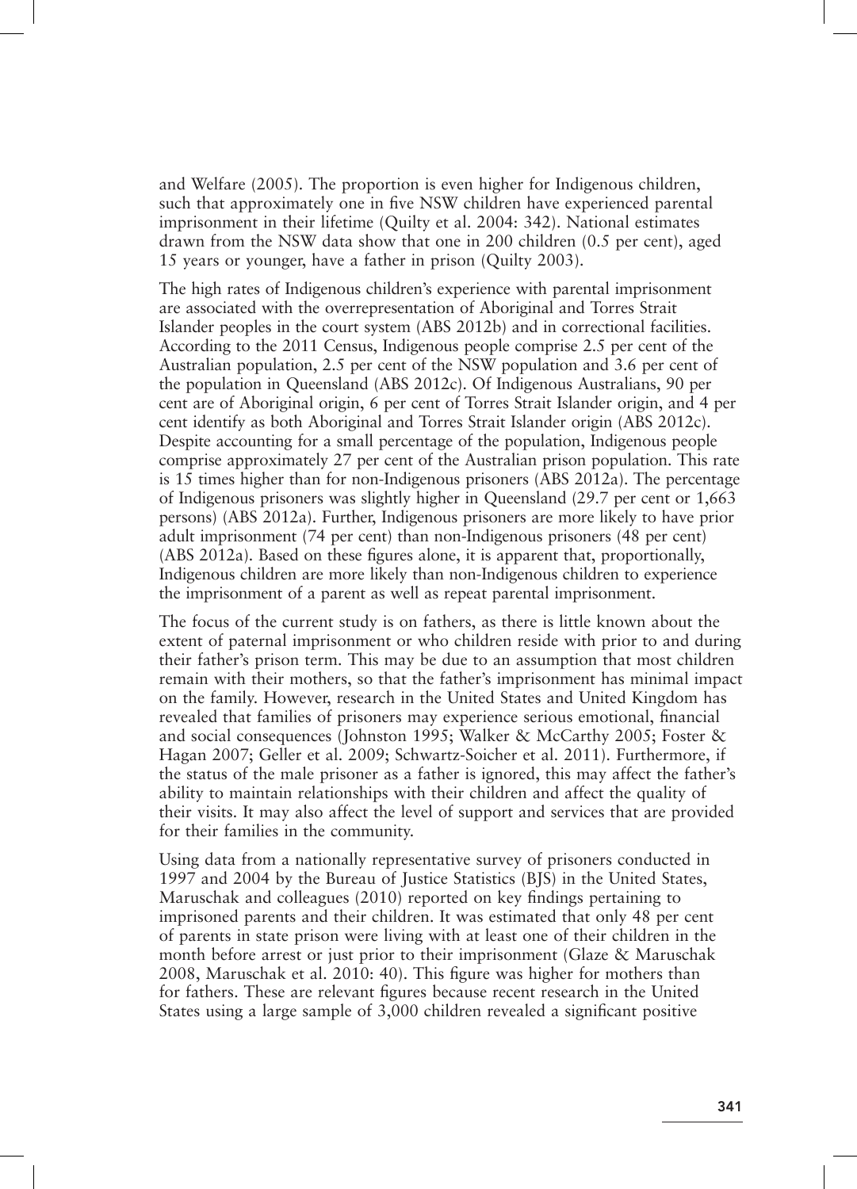and Welfare (2005). The proportion is even higher for Indigenous children, such that approximately one in five NSW children have experienced parental imprisonment in their lifetime (Quilty et al. 2004: 342). National estimates drawn from the NSW data show that one in 200 children (0.5 per cent), aged 15 years or younger, have a father in prison (Quilty 2003).

The high rates of Indigenous children's experience with parental imprisonment are associated with the overrepresentation of Aboriginal and Torres Strait Islander peoples in the court system (ABS 2012b) and in correctional facilities. According to the 2011 Census, Indigenous people comprise 2.5 per cent of the Australian population, 2.5 per cent of the NSW population and 3.6 per cent of the population in Queensland (ABS 2012c). Of Indigenous Australians, 90 per cent are of Aboriginal origin, 6 per cent of Torres Strait Islander origin, and 4 per cent identify as both Aboriginal and Torres Strait Islander origin (ABS 2012c). Despite accounting for a small percentage of the population, Indigenous people comprise approximately 27 per cent of the Australian prison population. This rate is 15 times higher than for non-Indigenous prisoners (ABS 2012a). The percentage of Indigenous prisoners was slightly higher in Queensland (29.7 per cent or 1,663 persons) (ABS 2012a). Further, Indigenous prisoners are more likely to have prior adult imprisonment (74 per cent) than non-Indigenous prisoners (48 per cent) (ABS 2012a). Based on these figures alone, it is apparent that, proportionally, Indigenous children are more likely than non-Indigenous children to experience the imprisonment of a parent as well as repeat parental imprisonment.

The focus of the current study is on fathers, as there is little known about the extent of paternal imprisonment or who children reside with prior to and during their father's prison term. This may be due to an assumption that most children remain with their mothers, so that the father's imprisonment has minimal impact on the family. However, research in the United States and United Kingdom has revealed that families of prisoners may experience serious emotional, financial and social consequences (Johnston 1995; Walker & McCarthy 2005; Foster & Hagan 2007; Geller et al. 2009; Schwartz-Soicher et al. 2011). Furthermore, if the status of the male prisoner as a father is ignored, this may affect the father's ability to maintain relationships with their children and affect the quality of their visits. It may also affect the level of support and services that are provided for their families in the community.

Using data from a nationally representative survey of prisoners conducted in 1997 and 2004 by the Bureau of Justice Statistics (BJS) in the United States, Maruschak and colleagues (2010) reported on key findings pertaining to imprisoned parents and their children. It was estimated that only 48 per cent of parents in state prison were living with at least one of their children in the month before arrest or just prior to their imprisonment (Glaze & Maruschak 2008, Maruschak et al. 2010: 40). This figure was higher for mothers than for fathers. These are relevant figures because recent research in the United States using a large sample of 3,000 children revealed a significant positive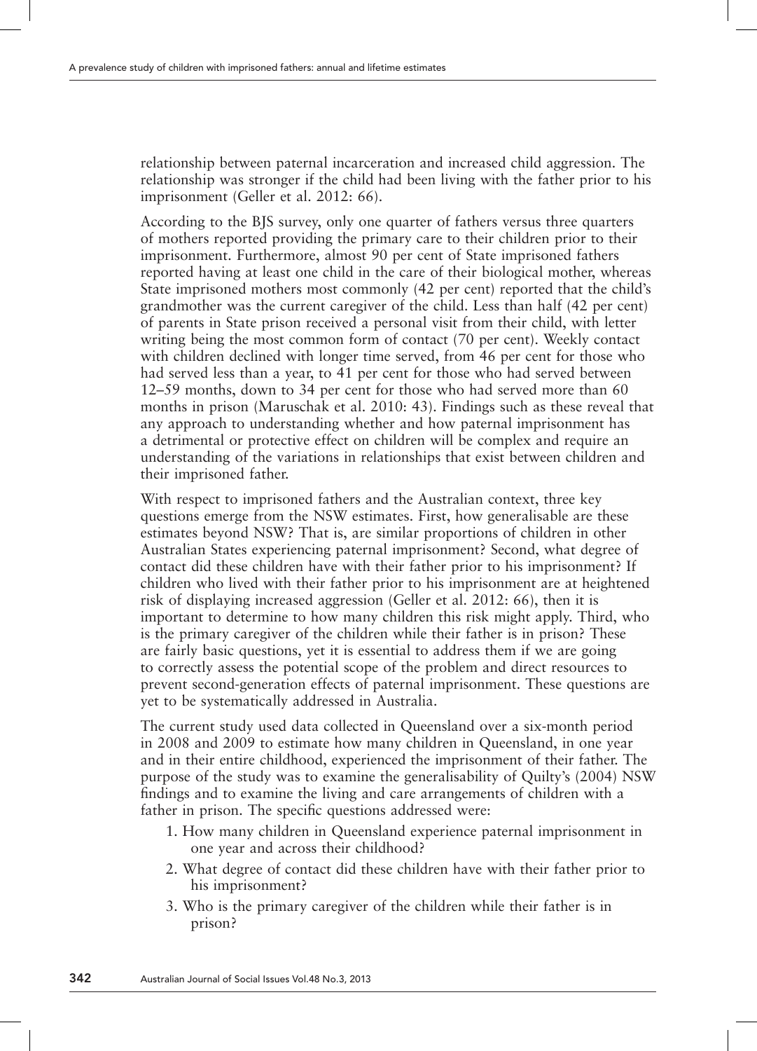relationship between paternal incarceration and increased child aggression. The relationship was stronger if the child had been living with the father prior to his imprisonment (Geller et al. 2012: 66).

According to the BJS survey, only one quarter of fathers versus three quarters of mothers reported providing the primary care to their children prior to their imprisonment. Furthermore, almost 90 per cent of State imprisoned fathers reported having at least one child in the care of their biological mother, whereas State imprisoned mothers most commonly (42 per cent) reported that the child's grandmother was the current caregiver of the child. Less than half (42 per cent) of parents in State prison received a personal visit from their child, with letter writing being the most common form of contact (70 per cent). Weekly contact with children declined with longer time served, from 46 per cent for those who had served less than a year, to 41 per cent for those who had served between 12–59 months, down to 34 per cent for those who had served more than 60 months in prison (Maruschak et al. 2010: 43). Findings such as these reveal that any approach to understanding whether and how paternal imprisonment has a detrimental or protective effect on children will be complex and require an understanding of the variations in relationships that exist between children and their imprisoned father.

With respect to imprisoned fathers and the Australian context, three key questions emerge from the NSW estimates. First, how generalisable are these estimates beyond NSW? That is, are similar proportions of children in other Australian States experiencing paternal imprisonment? Second, what degree of contact did these children have with their father prior to his imprisonment? If children who lived with their father prior to his imprisonment are at heightened risk of displaying increased aggression (Geller et al. 2012: 66), then it is important to determine to how many children this risk might apply. Third, who is the primary caregiver of the children while their father is in prison? These are fairly basic questions, yet it is essential to address them if we are going to correctly assess the potential scope of the problem and direct resources to prevent second-generation effects of paternal imprisonment. These questions are yet to be systematically addressed in Australia.

The current study used data collected in Queensland over a six-month period in 2008 and 2009 to estimate how many children in Queensland, in one year and in their entire childhood, experienced the imprisonment of their father. The purpose of the study was to examine the generalisability of Quilty's (2004) NSW findings and to examine the living and care arrangements of children with a father in prison. The specific questions addressed were:

1. How many children in Queensland experience paternal imprisonment in one year and across their childhood?
2. What degree of contact did these children have with their father prior to his imprisonment?
3. Who is the primary caregiver of the children while their father is in prison?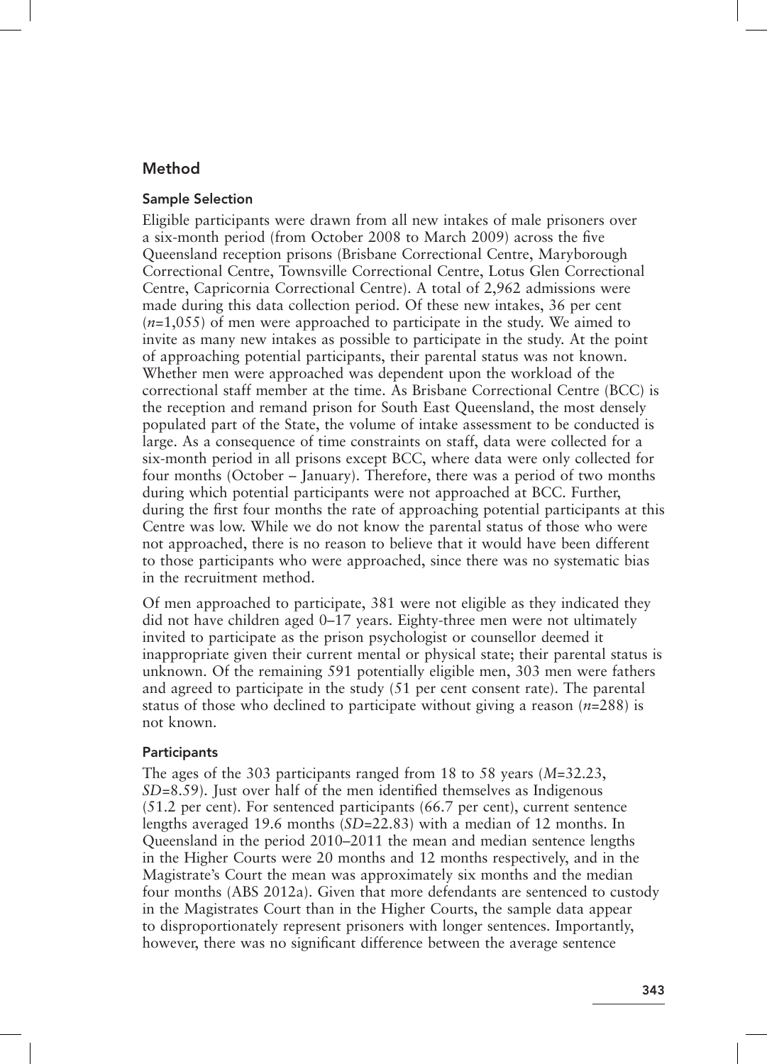## Method

### Sample Selection

Eligible participants were drawn from all new intakes of male prisoners over a six-month period (from October 2008 to March 2009) across the five Queensland reception prisons (Brisbane Correctional Centre, Maryborough Correctional Centre, Townsville Correctional Centre, Lotus Glen Correctional Centre, Capricornia Correctional Centre). A total of 2,962 admissions were made during this data collection period. Of these new intakes, 36 per cent (*n*=1,055) of men were approached to participate in the study. We aimed to invite as many new intakes as possible to participate in the study. At the point of approaching potential participants, their parental status was not known. Whether men were approached was dependent upon the workload of the correctional staff member at the time. As Brisbane Correctional Centre (BCC) is the reception and remand prison for South East Queensland, the most densely populated part of the State, the volume of intake assessment to be conducted is large. As a consequence of time constraints on staff, data were collected for a six-month period in all prisons except BCC, where data were only collected for four months (October – January). Therefore, there was a period of two months during which potential participants were not approached at BCC. Further, during the first four months the rate of approaching potential participants at this Centre was low. While we do not know the parental status of those who were not approached, there is no reason to believe that it would have been different to those participants who were approached, since there was no systematic bias in the recruitment method.

Of men approached to participate, 381 were not eligible as they indicated they did not have children aged 0–17 years. Eighty-three men were not ultimately invited to participate as the prison psychologist or counsellor deemed it inappropriate given their current mental or physical state; their parental status is unknown. Of the remaining 591 potentially eligible men, 303 men were fathers and agreed to participate in the study (51 per cent consent rate). The parental status of those who declined to participate without giving a reason (*n*=288) is not known.

### Participants

The ages of the 303 participants ranged from 18 to 58 years (*M*=32.23, *SD*=8.59). Just over half of the men identified themselves as Indigenous (51.2 per cent). For sentenced participants (66.7 per cent), current sentence lengths averaged 19.6 months (*SD*=22.83) with a median of 12 months. In Queensland in the period 2010–2011 the mean and median sentence lengths in the Higher Courts were 20 months and 12 months respectively, and in the Magistrate's Court the mean was approximately six months and the median four months (ABS 2012a). Given that more defendants are sentenced to custody in the Magistrates Court than in the Higher Courts, the sample data appear to disproportionately represent prisoners with longer sentences. Importantly, however, there was no significant difference between the average sentence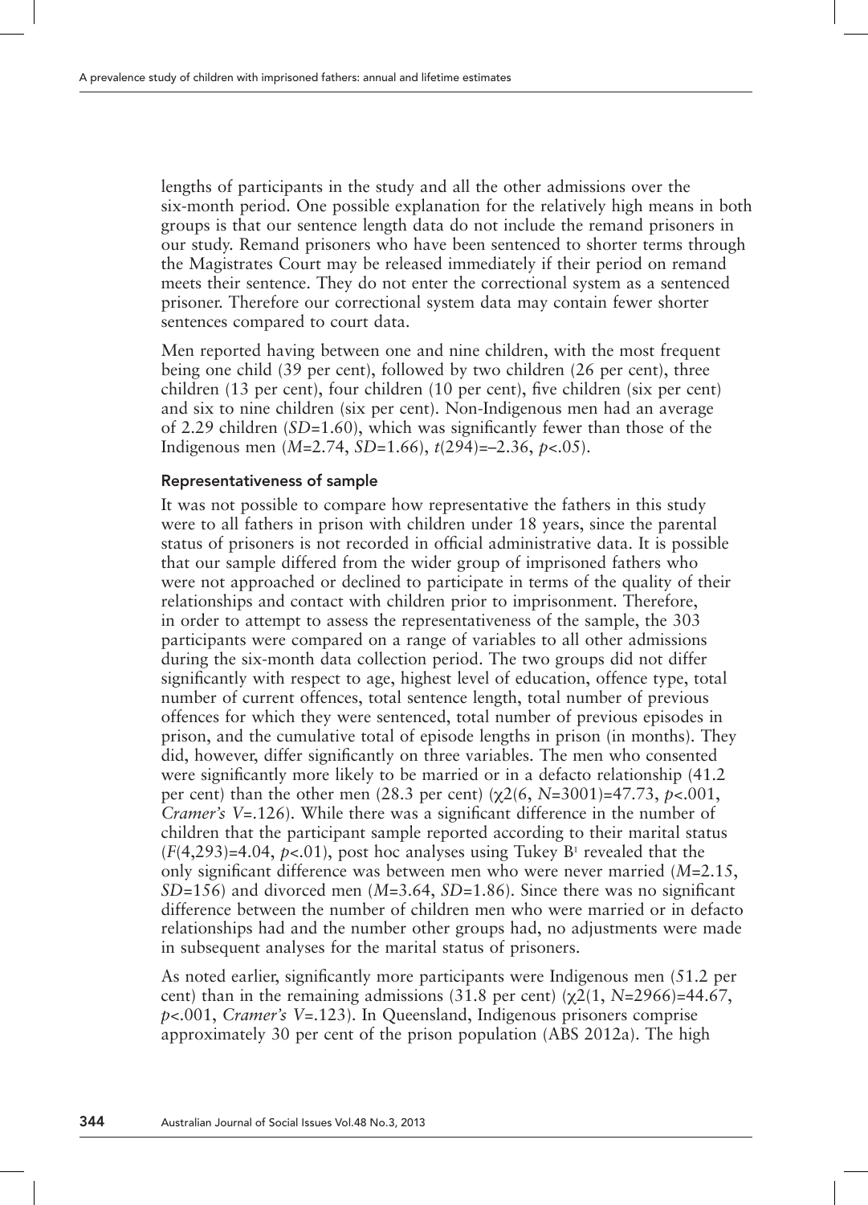lengths of participants in the study and all the other admissions over the six-month period. One possible explanation for the relatively high means in both groups is that our sentence length data do not include the remand prisoners in our study. Remand prisoners who have been sentenced to shorter terms through the Magistrates Court may be released immediately if their period on remand meets their sentence. They do not enter the correctional system as a sentenced prisoner. Therefore our correctional system data may contain fewer shorter sentences compared to court data.

Men reported having between one and nine children, with the most frequent being one child (39 per cent), followed by two children (26 per cent), three children (13 per cent), four children (10 per cent), five children (six per cent) and six to nine children (six per cent). Non-Indigenous men had an average of 2.29 children ($SD$=1.60), which was significantly fewer than those of the Indigenous men ($M$=2.74, $SD$=1.66), $t(294)=-2.36$, $p<.05$).

### Representativeness of sample

It was not possible to compare how representative the fathers in this study were to all fathers in prison with children under 18 years, since the parental status of prisoners is not recorded in official administrative data. It is possible that our sample differed from the wider group of imprisoned fathers who were not approached or declined to participate in terms of the quality of their relationships and contact with children prior to imprisonment. Therefore, in order to attempt to assess the representativeness of the sample, the 303 participants were compared on a range of variables to all other admissions during the six-month data collection period. The two groups did not differ significantly with respect to age, highest level of education, offence type, total number of current offences, total sentence length, total number of previous offences for which they were sentenced, total number of previous episodes in prison, and the cumulative total of episode lengths in prison (in months). They did, however, differ significantly on three variables. The men who consented were significantly more likely to be married or in a defacto relationship (41.2 per cent) than the other men (28.3 per cent) ($\chi^2(6, N=3001)=47.73$, $p<.001$, *Cramer's V*=.126). While there was a significant difference in the number of children that the participant sample reported according to their marital status ($F(4,293)=4.04$, $p<.01$), post hoc analyses using Tukey B[1] revealed that the only significant difference was between men who were never married ($M$=2.15, $SD$=156) and divorced men ($M$=3.64, $SD$=1.86). Since there was no significant difference between the number of children men who were married or in defacto relationships had and the number other groups had, no adjustments were made in subsequent analyses for the marital status of prisoners.

As noted earlier, significantly more participants were Indigenous men (51.2 per cent) than in the remaining admissions (31.8 per cent) ($\chi^2(1, N=2966)=44.67$, $p<.001$, *Cramer's V*=.123). In Queensland, Indigenous prisoners comprise approximately 30 per cent of the prison population (ABS 2012a). The high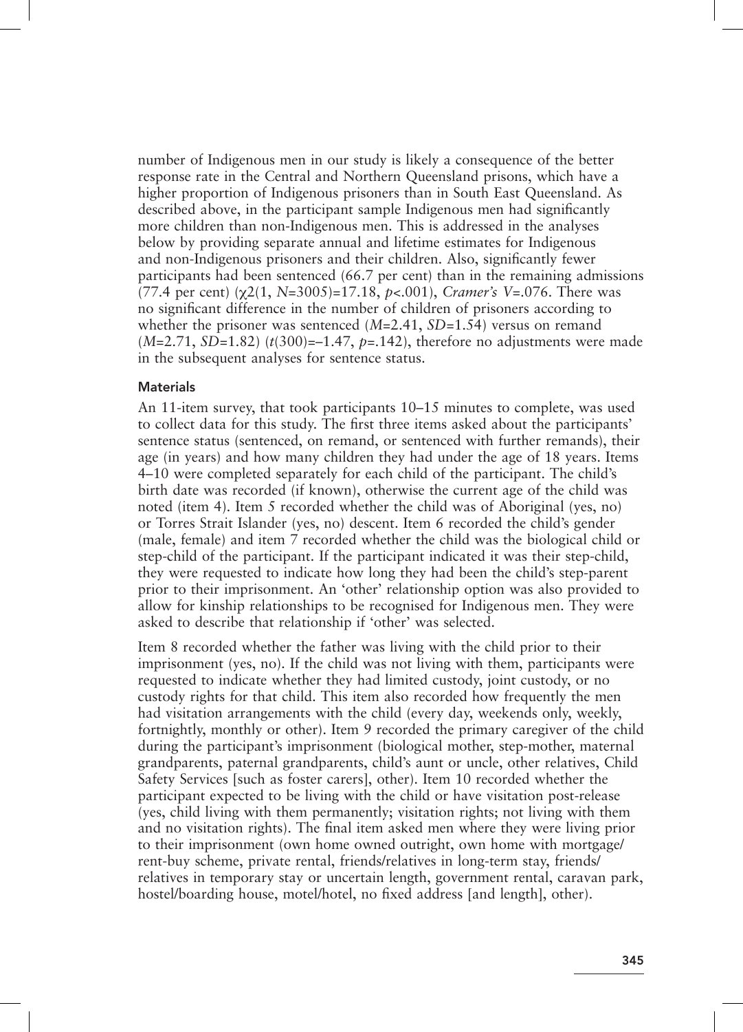number of Indigenous men in our study is likely a consequence of the better response rate in the Central and Northern Queensland prisons, which have a higher proportion of Indigenous prisoners than in South East Queensland. As described above, in the participant sample Indigenous men had significantly more children than non-Indigenous men. This is addressed in the analyses below by providing separate annual and lifetime estimates for Indigenous and non-Indigenous prisoners and their children. Also, significantly fewer participants had been sentenced (66.7 per cent) than in the remaining admissions (77.4 per cent) ($\chi2(1, N=3005)=17.18$, $p<.001$), *Cramer's V*=.076. There was no significant difference in the number of children of prisoners according to whether the prisoner was sentenced ($M=2.41$, $SD=1.54$) versus on remand ($M=2.71$, $SD=1.82$) ($t(300)=-1.47$, $p=.142$), therefore no adjustments were made in the subsequent analyses for sentence status.

### Materials

An 11-item survey, that took participants 10–15 minutes to complete, was used to collect data for this study. The first three items asked about the participants' sentence status (sentenced, on remand, or sentenced with further remands), their age (in years) and how many children they had under the age of 18 years. Items 4–10 were completed separately for each child of the participant. The child's birth date was recorded (if known), otherwise the current age of the child was noted (item 4). Item 5 recorded whether the child was of Aboriginal (yes, no) or Torres Strait Islander (yes, no) descent. Item 6 recorded the child's gender (male, female) and item 7 recorded whether the child was the biological child or step-child of the participant. If the participant indicated it was their step-child, they were requested to indicate how long they had been the child's step-parent prior to their imprisonment. An 'other' relationship option was also provided to allow for kinship relationships to be recognised for Indigenous men. They were asked to describe that relationship if 'other' was selected.

Item 8 recorded whether the father was living with the child prior to their imprisonment (yes, no). If the child was not living with them, participants were requested to indicate whether they had limited custody, joint custody, or no custody rights for that child. This item also recorded how frequently the men had visitation arrangements with the child (every day, weekends only, weekly, fortnightly, monthly or other). Item 9 recorded the primary caregiver of the child during the participant's imprisonment (biological mother, step-mother, maternal grandparents, paternal grandparents, child's aunt or uncle, other relatives, Child Safety Services [such as foster carers], other). Item 10 recorded whether the participant expected to be living with the child or have visitation post-release (yes, child living with them permanently; visitation rights; not living with them and no visitation rights). The final item asked men where they were living prior to their imprisonment (own home owned outright, own home with mortgage/rent-buy scheme, private rental, friends/relatives in long-term stay, friends/relatives in temporary stay or uncertain length, government rental, caravan park, hostel/boarding house, motel/hotel, no fixed address [and length], other).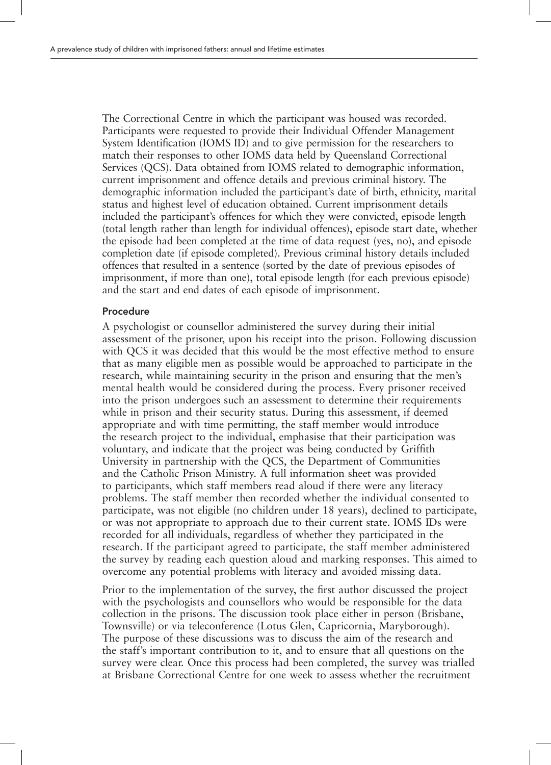The Correctional Centre in which the participant was housed was recorded. Participants were requested to provide their Individual Offender Management System Identification (IOMS ID) and to give permission for the researchers to match their responses to other IOMS data held by Queensland Correctional Services (QCS). Data obtained from IOMS related to demographic information, current imprisonment and offence details and previous criminal history. The demographic information included the participant's date of birth, ethnicity, marital status and highest level of education obtained. Current imprisonment details included the participant's offences for which they were convicted, episode length (total length rather than length for individual offences), episode start date, whether the episode had been completed at the time of data request (yes, no), and episode completion date (if episode completed). Previous criminal history details included offences that resulted in a sentence (sorted by the date of previous episodes of imprisonment, if more than one), total episode length (for each previous episode) and the start and end dates of each episode of imprisonment.

### Procedure

A psychologist or counsellor administered the survey during their initial assessment of the prisoner, upon his receipt into the prison. Following discussion with QCS it was decided that this would be the most effective method to ensure that as many eligible men as possible would be approached to participate in the research, while maintaining security in the prison and ensuring that the men's mental health would be considered during the process. Every prisoner received into the prison undergoes such an assessment to determine their requirements while in prison and their security status. During this assessment, if deemed appropriate and with time permitting, the staff member would introduce the research project to the individual, emphasise that their participation was voluntary, and indicate that the project was being conducted by Griffith University in partnership with the QCS, the Department of Communities and the Catholic Prison Ministry. A full information sheet was provided to participants, which staff members read aloud if there were any literacy problems. The staff member then recorded whether the individual consented to participate, was not eligible (no children under 18 years), declined to participate, or was not appropriate to approach due to their current state. IOMS IDs were recorded for all individuals, regardless of whether they participated in the research. If the participant agreed to participate, the staff member administered the survey by reading each question aloud and marking responses. This aimed to overcome any potential problems with literacy and avoided missing data.

Prior to the implementation of the survey, the first author discussed the project with the psychologists and counsellors who would be responsible for the data collection in the prisons. The discussion took place either in person (Brisbane, Townsville) or via teleconference (Lotus Glen, Capricornia, Maryborough). The purpose of these discussions was to discuss the aim of the research and the staff's important contribution to it, and to ensure that all questions on the survey were clear. Once this process had been completed, the survey was trialled at Brisbane Correctional Centre for one week to assess whether the recruitment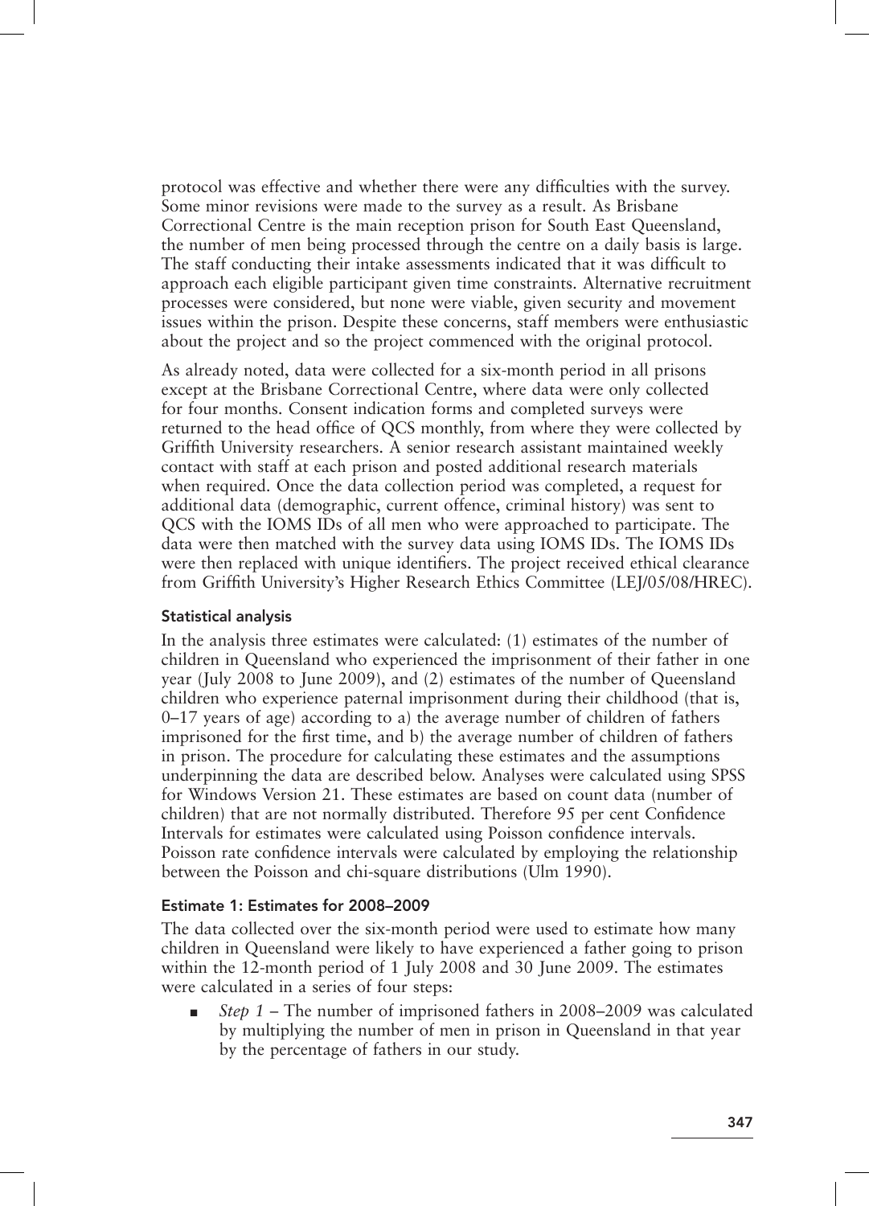protocol was effective and whether there were any difficulties with the survey. Some minor revisions were made to the survey as a result. As Brisbane Correctional Centre is the main reception prison for South East Queensland, the number of men being processed through the centre on a daily basis is large. The staff conducting their intake assessments indicated that it was difficult to approach each eligible participant given time constraints. Alternative recruitment processes were considered, but none were viable, given security and movement issues within the prison. Despite these concerns, staff members were enthusiastic about the project and so the project commenced with the original protocol.

As already noted, data were collected for a six-month period in all prisons except at the Brisbane Correctional Centre, where data were only collected for four months. Consent indication forms and completed surveys were returned to the head office of QCS monthly, from where they were collected by Griffith University researchers. A senior research assistant maintained weekly contact with staff at each prison and posted additional research materials when required. Once the data collection period was completed, a request for additional data (demographic, current offence, criminal history) was sent to QCS with the IOMS IDs of all men who were approached to participate. The data were then matched with the survey data using IOMS IDs. The IOMS IDs were then replaced with unique identifiers. The project received ethical clearance from Griffith University's Higher Research Ethics Committee (LEJ/05/08/HREC).

### Statistical analysis

In the analysis three estimates were calculated: (1) estimates of the number of children in Queensland who experienced the imprisonment of their father in one year (July 2008 to June 2009), and (2) estimates of the number of Queensland children who experience paternal imprisonment during their childhood (that is, 0–17 years of age) according to a) the average number of children of fathers imprisoned for the first time, and b) the average number of children of fathers in prison. The procedure for calculating these estimates and the assumptions underpinning the data are described below. Analyses were calculated using SPSS for Windows Version 21. These estimates are based on count data (number of children) that are not normally distributed. Therefore 95 per cent Confidence Intervals for estimates were calculated using Poisson confidence intervals. Poisson rate confidence intervals were calculated by employing the relationship between the Poisson and chi-square distributions (Ulm 1990).

### Estimate 1: Estimates for 2008–2009

The data collected over the six-month period were used to estimate how many children in Queensland were likely to have experienced a father going to prison within the 12-month period of 1 July 2008 and 30 June 2009. The estimates were calculated in a series of four steps:

- *Step 1* – The number of imprisoned fathers in 2008–2009 was calculated by multiplying the number of men in prison in Queensland in that year by the percentage of fathers in our study.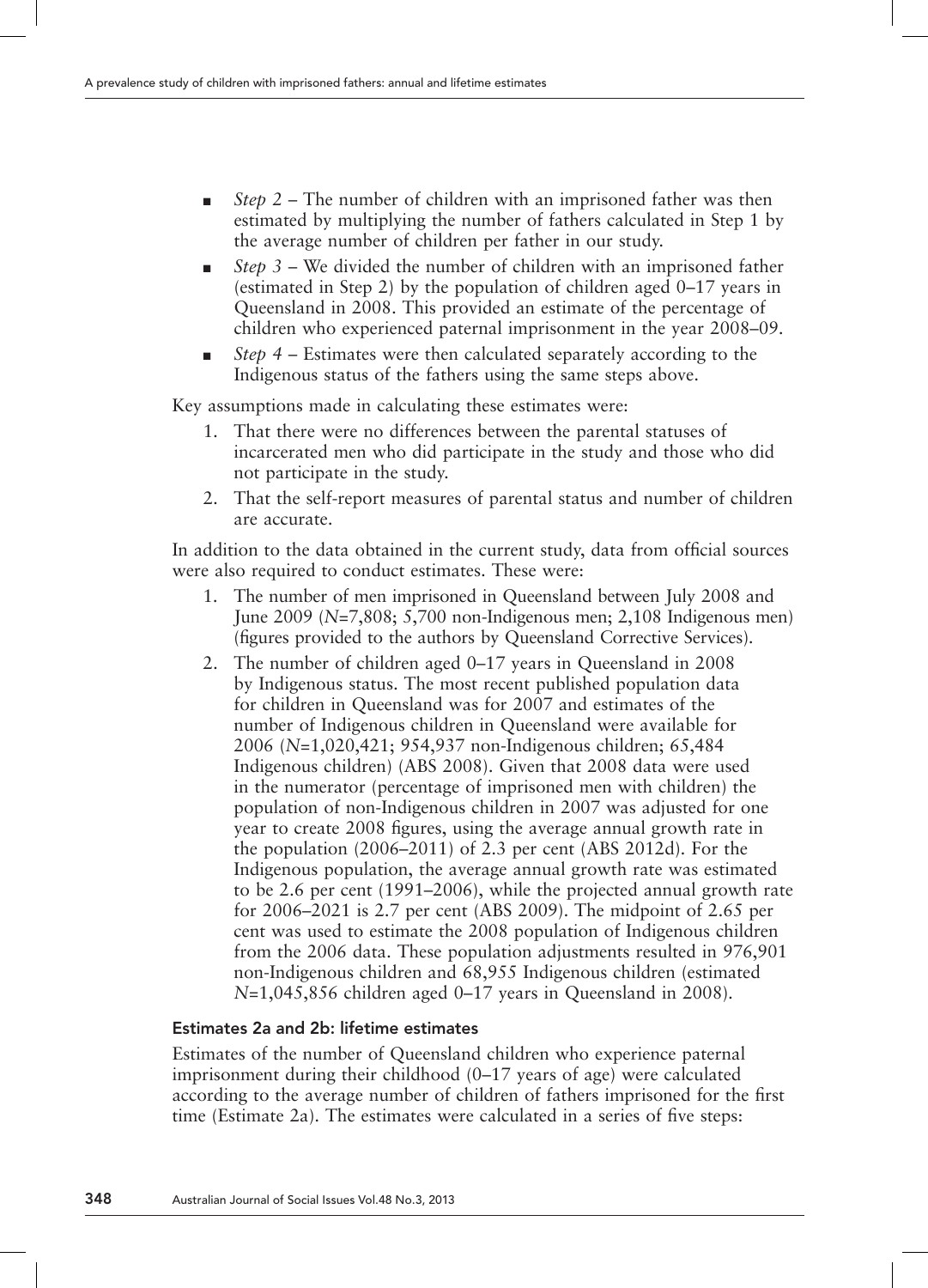- *Step 2* – The number of children with an imprisoned father was then estimated by multiplying the number of fathers calculated in Step 1 by the average number of children per father in our study.
- *Step 3* – We divided the number of children with an imprisoned father (estimated in Step 2) by the population of children aged 0–17 years in Queensland in 2008. This provided an estimate of the percentage of children who experienced paternal imprisonment in the year 2008–09.
- *Step 4* – Estimates were then calculated separately according to the Indigenous status of the fathers using the same steps above.

Key assumptions made in calculating these estimates were:

1. That there were no differences between the parental statuses of incarcerated men who did participate in the study and those who did not participate in the study.
2. That the self-report measures of parental status and number of children are accurate.

In addition to the data obtained in the current study, data from official sources were also required to conduct estimates. These were:

1. The number of men imprisoned in Queensland between July 2008 and June 2009 (*N*=7,808; 5,700 non-Indigenous men; 2,108 Indigenous men) (figures provided to the authors by Queensland Corrective Services).
2. The number of children aged 0–17 years in Queensland in 2008 by Indigenous status. The most recent published population data for children in Queensland was for 2007 and estimates of the number of Indigenous children in Queensland were available for 2006 (*N*=1,020,421; 954,937 non-Indigenous children; 65,484 Indigenous children) (ABS 2008). Given that 2008 data were used in the numerator (percentage of imprisoned men with children) the population of non-Indigenous children in 2007 was adjusted for one year to create 2008 figures, using the average annual growth rate in the population (2006–2011) of 2.3 per cent (ABS 2012d). For the Indigenous population, the average annual growth rate was estimated to be 2.6 per cent (1991–2006), while the projected annual growth rate for 2006–2021 is 2.7 per cent (ABS 2009). The midpoint of 2.65 per cent was used to estimate the 2008 population of Indigenous children from the 2006 data. These population adjustments resulted in 976,901 non-Indigenous children and 68,955 Indigenous children (estimated *N*=1,045,856 children aged 0–17 years in Queensland in 2008).

### Estimates 2a and 2b: lifetime estimates

Estimates of the number of Queensland children who experience paternal imprisonment during their childhood (0–17 years of age) were calculated according to the average number of children of fathers imprisoned for the first time (Estimate 2a). The estimates were calculated in a series of five steps: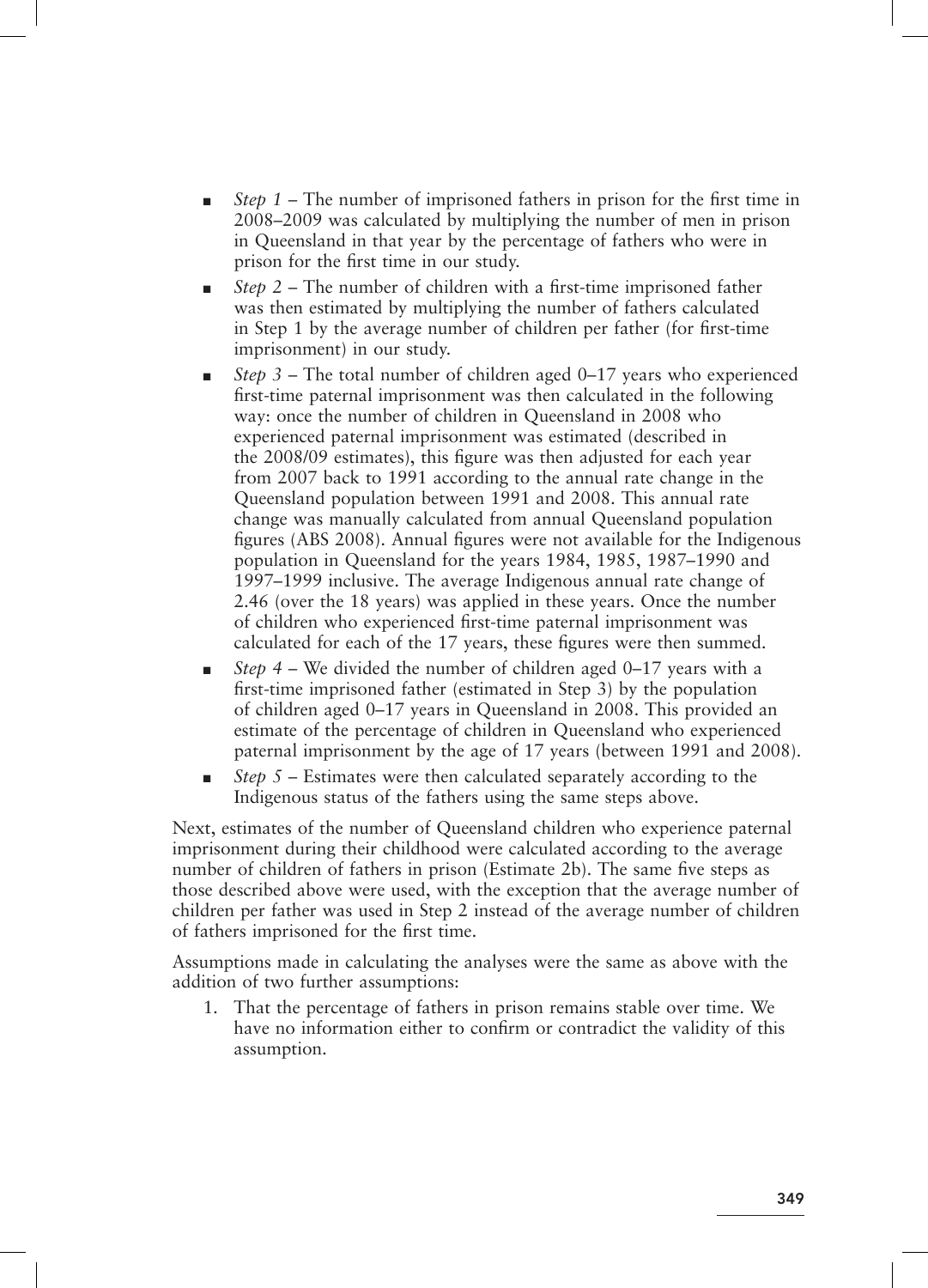- *Step 1* – The number of imprisoned fathers in prison for the first time in 2008–2009 was calculated by multiplying the number of men in prison in Queensland in that year by the percentage of fathers who were in prison for the first time in our study.
- *Step 2* – The number of children with a first-time imprisoned father was then estimated by multiplying the number of fathers calculated in Step 1 by the average number of children per father (for first-time imprisonment) in our study.
- *Step 3* – The total number of children aged 0–17 years who experienced first-time paternal imprisonment was then calculated in the following way: once the number of children in Queensland in 2008 who experienced paternal imprisonment was estimated (described in the 2008/09 estimates), this figure was then adjusted for each year from 2007 back to 1991 according to the annual rate change in the Queensland population between 1991 and 2008. This annual rate change was manually calculated from annual Queensland population figures (ABS 2008). Annual figures were not available for the Indigenous population in Queensland for the years 1984, 1985, 1987–1990 and 1997–1999 inclusive. The average Indigenous annual rate change of 2.46 (over the 18 years) was applied in these years. Once the number of children who experienced first-time paternal imprisonment was calculated for each of the 17 years, these figures were then summed.
- *Step 4* – We divided the number of children aged 0–17 years with a first-time imprisoned father (estimated in Step 3) by the population of children aged 0–17 years in Queensland in 2008. This provided an estimate of the percentage of children in Queensland who experienced paternal imprisonment by the age of 17 years (between 1991 and 2008).
- *Step 5* – Estimates were then calculated separately according to the Indigenous status of the fathers using the same steps above.

Next, estimates of the number of Queensland children who experience paternal imprisonment during their childhood were calculated according to the average number of children of fathers in prison (Estimate 2b). The same five steps as those described above were used, with the exception that the average number of children per father was used in Step 2 instead of the average number of children of fathers imprisoned for the first time.

Assumptions made in calculating the analyses were the same as above with the addition of two further assumptions:

1. That the percentage of fathers in prison remains stable over time. We have no information either to confirm or contradict the validity of this assumption.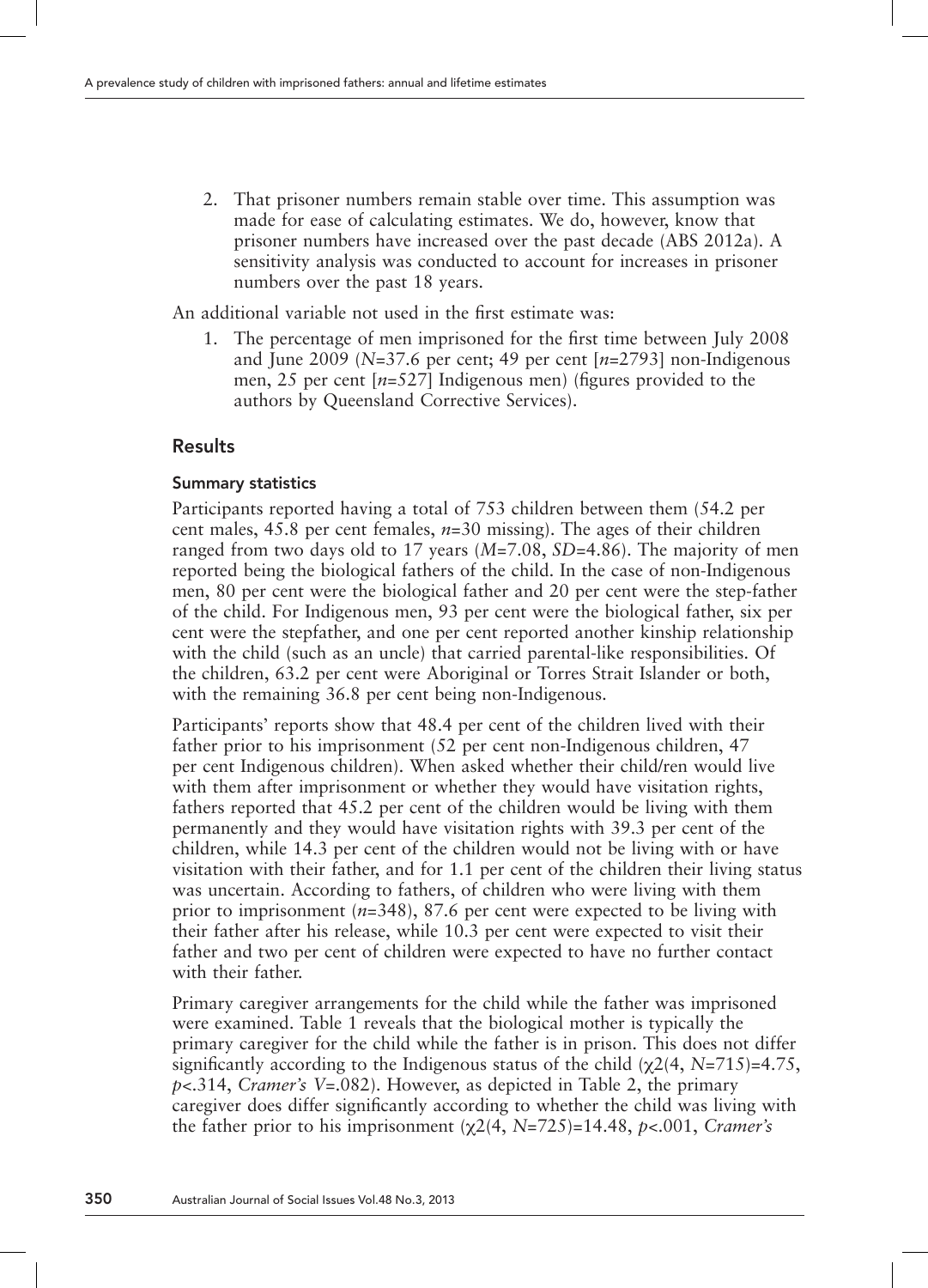2. That prisoner numbers remain stable over time. This assumption was made for ease of calculating estimates. We do, however, know that prisoner numbers have increased over the past decade (ABS 2012a). A sensitivity analysis was conducted to account for increases in prisoner numbers over the past 18 years.

An additional variable not used in the first estimate was:

1. The percentage of men imprisoned for the first time between July 2008 and June 2009 ($N$=37.6 per cent; 49 per cent [$n$=2793] non-Indigenous men, 25 per cent [$n$=527] Indigenous men) (figures provided to the authors by Queensland Corrective Services).

## Results

### Summary statistics

Participants reported having a total of 753 children between them (54.2 per cent males, 45.8 per cent females, $n$=30 missing). The ages of their children ranged from two days old to 17 years ($M$=7.08, $SD$=4.86). The majority of men reported being the biological fathers of the child. In the case of non-Indigenous men, 80 per cent were the biological father and 20 per cent were the step-father of the child. For Indigenous men, 93 per cent were the biological father, six per cent were the stepfather, and one per cent reported another kinship relationship with the child (such as an uncle) that carried parental-like responsibilities. Of the children, 63.2 per cent were Aboriginal or Torres Strait Islander or both, with the remaining 36.8 per cent being non-Indigenous.

Participants' reports show that 48.4 per cent of the children lived with their father prior to his imprisonment (52 per cent non-Indigenous children, 47 per cent Indigenous children). When asked whether their child/ren would live with them after imprisonment or whether they would have visitation rights, fathers reported that 45.2 per cent of the children would be living with them permanently and they would have visitation rights with 39.3 per cent of the children, while 14.3 per cent of the children would not be living with or have visitation with their father, and for 1.1 per cent of the children their living status was uncertain. According to fathers, of children who were living with them prior to imprisonment ($n$=348), 87.6 per cent were expected to be living with their father after his release, while 10.3 per cent were expected to visit their father and two per cent of children were expected to have no further contact with their father.

Primary caregiver arrangements for the child while the father was imprisoned were examined. Table 1 reveals that the biological mother is typically the primary caregiver for the child while the father is in prison. This does not differ significantly according to the Indigenous status of the child ($\chi^2(4, N=715)=4.75$, $p<.314$, *Cramer's* $V$=.082). However, as depicted in Table 2, the primary caregiver does differ significantly according to whether the child was living with the father prior to his imprisonment ($\chi^2(4, N=725)=14.48$, $p<.001$, *Cramer's*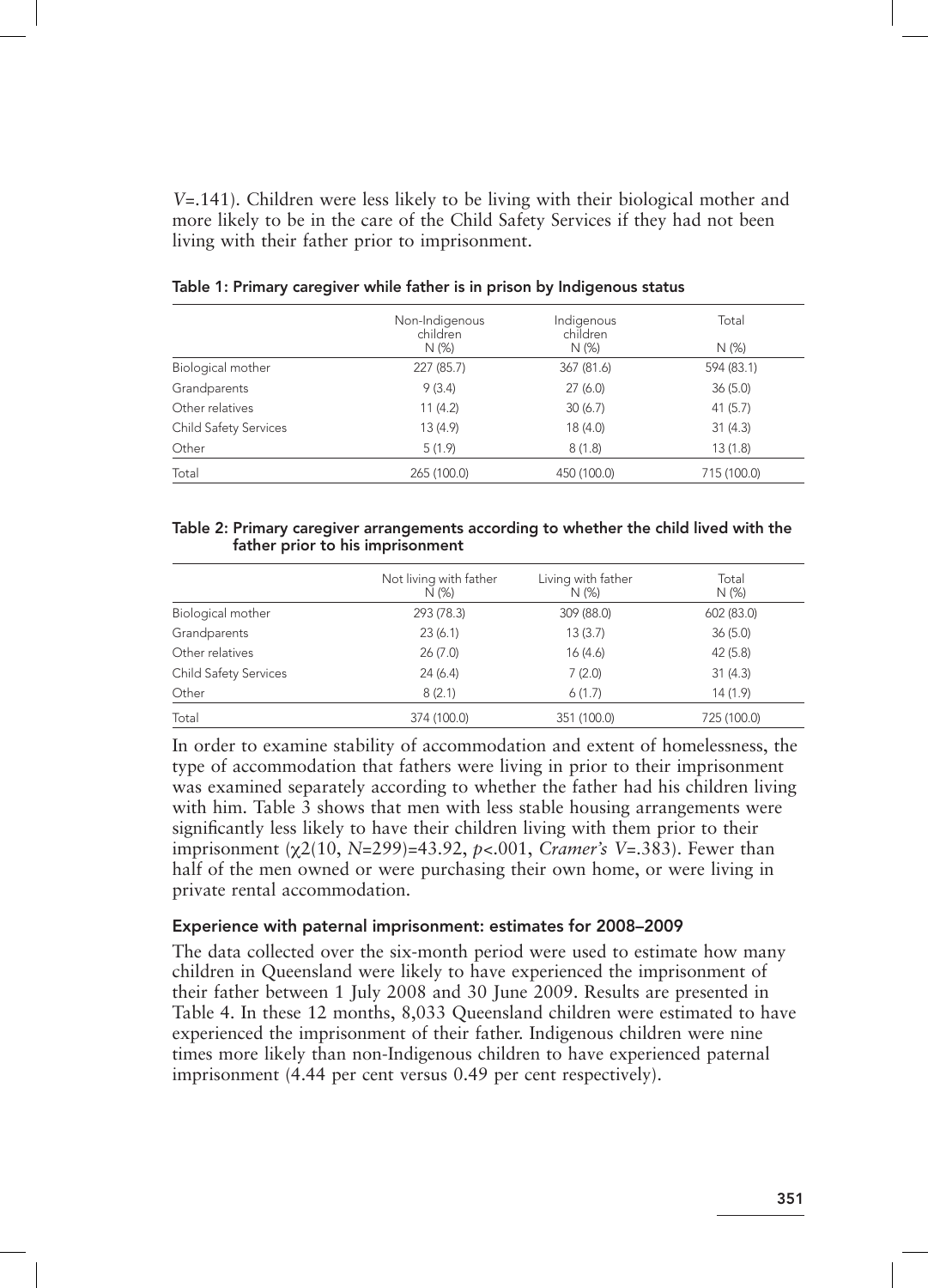*V*=.141). Children were less likely to be living with their biological mother and more likely to be in the care of the Child Safety Services if they had not been living with their father prior to imprisonment.

Table 1: Primary caregiver while father is in prison by Indigenous status

| | Non-Indigenous children N (%) | Indigenous children N (%) | Total N (%) |
|---|---|---|---|
| Biological mother | 227 (85.7) | 367 (81.6) | 594 (83.1) |
| Grandparents | 9 (3.4) | 27 (6.0) | 36 (5.0) |
| Other relatives | 11 (4.2) | 30 (6.7) | 41 (5.7) |
| Child Safety Services | 13 (4.9) | 18 (4.0) | 31 (4.3) |
| Other | 5 (1.9) | 8 (1.8) | 13 (1.8) |
| Total | 265 (100.0) | 450 (100.0) | 715 (100.0) |

Table 2: Primary caregiver arrangements according to whether the child lived with the father prior to his imprisonment

| | Not living with father N (%) | Living with father N (%) | Total N (%) |
|---|---|---|---|
| Biological mother | 293 (78.3) | 309 (88.0) | 602 (83.0) |
| Grandparents | 23 (6.1) | 13 (3.7) | 36 (5.0) |
| Other relatives | 26 (7.0) | 16 (4.6) | 42 (5.8) |
| Child Safety Services | 24 (6.4) | 7 (2.0) | 31 (4.3) |
| Other | 8 (2.1) | 6 (1.7) | 14 (1.9) |
| Total | 374 (100.0) | 351 (100.0) | 725 (100.0) |

In order to examine stability of accommodation and extent of homelessness, the type of accommodation that fathers were living in prior to their imprisonment was examined separately according to whether the father had his children living with him. Table 3 shows that men with less stable housing arrangements were significantly less likely to have their children living with them prior to their imprisonment ($\chi2(10, N=299)=43.92$, $p<.001$, *Cramer's V*=.383). Fewer than half of the men owned or were purchasing their own home, or were living in private rental accommodation.

### Experience with paternal imprisonment: estimates for 2008–2009

The data collected over the six-month period were used to estimate how many children in Queensland were likely to have experienced the imprisonment of their father between 1 July 2008 and 30 June 2009. Results are presented in Table 4. In these 12 months, 8,033 Queensland children were estimated to have experienced the imprisonment of their father. Indigenous children were nine times more likely than non-Indigenous children to have experienced paternal imprisonment (4.44 per cent versus 0.49 per cent respectively).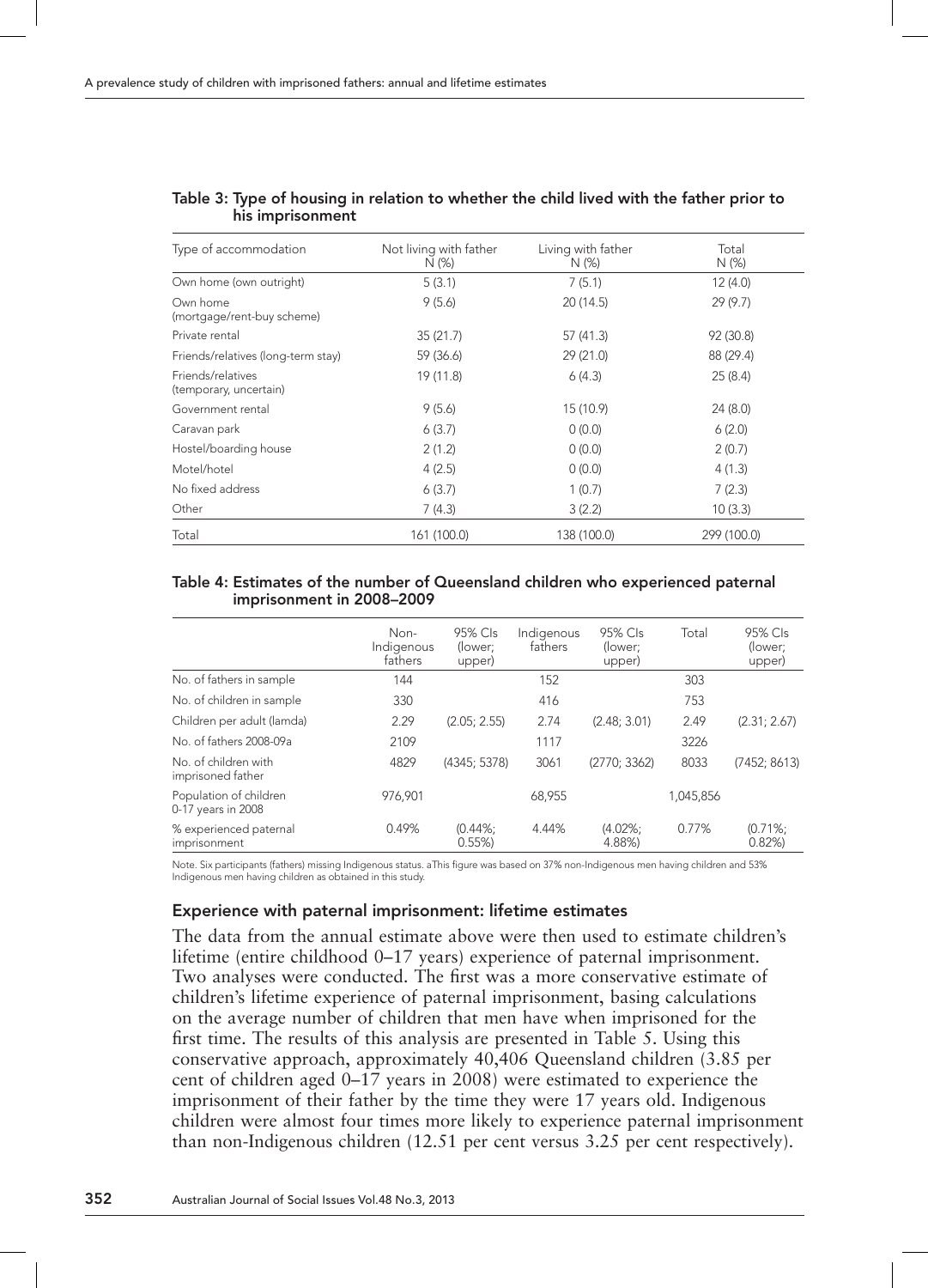Table 3: Type of housing in relation to whether the child lived with the father prior to his imprisonment

| Type of accommodation | Not living with father N (%) | Living with father N (%) | Total N (%) |
|---|---|---|---|
| Own home (own outright) | 5 (3.1) | 7 (5.1) | 12 (4.0) |
| Own home (mortgage/rent-buy scheme) | 9 (5.6) | 20 (14.5) | 29 (9.7) |
| Private rental | 35 (21.7) | 57 (41.3) | 92 (30.8) |
| Friends/relatives (long-term stay) | 59 (36.6) | 29 (21.0) | 88 (29.4) |
| Friends/relatives (temporary, uncertain) | 19 (11.8) | 6 (4.3) | 25 (8.4) |
| Government rental | 9 (5.6) | 15 (10.9) | 24 (8.0) |
| Caravan park | 6 (3.7) | 0 (0.0) | 6 (2.0) |
| Hostel/boarding house | 2 (1.2) | 0 (0.0) | 2 (0.7) |
| Motel/hotel | 4 (2.5) | 0 (0.0) | 4 (1.3) |
| No fixed address | 6 (3.7) | 1 (0.7) | 7 (2.3) |
| Other | 7 (4.3) | 3 (2.2) | 10 (3.3) |
| Total | 161 (100.0) | 138 (100.0) | 299 (100.0) |

Table 4: Estimates of the number of Queensland children who experienced paternal imprisonment in 2008–2009

| | Non-Indigenous fathers | 95% CIs (lower; upper) | Indigenous fathers | 95% CIs (lower; upper) | Total | 95% CIs (lower; upper) |
|---|---|---|---|---|---|---|
| No. of fathers in sample | 144 | | 152 | | 303 | |
| No. of children in sample | 330 | | 416 | | 753 | |
| Children per adult (lamda) | 2.29 | (2.05; 2.55) | 2.74 | (2.48; 3.01) | 2.49 | (2.31; 2.67) |
| No. of fathers 2008-09a | 2109 | | 1117 | | 3226 | |
| No. of children with imprisoned father | 4829 | (4345; 5378) | 3061 | (2770; 3362) | 8033 | (7452; 8613) |
| Population of children 0-17 years in 2008 | 976,901 | | 68,955 | | 1,045,856 | |
| % experienced paternal imprisonment | 0.49% | (0.44%; 0.55%) | 4.44% | (4.02%; 4.88%) | 0.77% | (0.71%; 0.82%) |

Note. Six participants (fathers) missing Indigenous status. aThis figure was based on 37% non-Indigenous men having children and 53% Indigenous men having children as obtained in this study.

## Experience with paternal imprisonment: lifetime estimates

The data from the annual estimate above were then used to estimate children's lifetime (entire childhood 0–17 years) experience of paternal imprisonment. Two analyses were conducted. The first was a more conservative estimate of children's lifetime experience of paternal imprisonment, basing calculations on the average number of children that men have when imprisoned for the first time. The results of this analysis are presented in Table 5. Using this conservative approach, approximately 40,406 Queensland children (3.85 per cent of children aged 0–17 years in 2008) were estimated to experience the imprisonment of their father by the time they were 17 years old. Indigenous children were almost four times more likely to experience paternal imprisonment than non-Indigenous children (12.51 per cent versus 3.25 per cent respectively).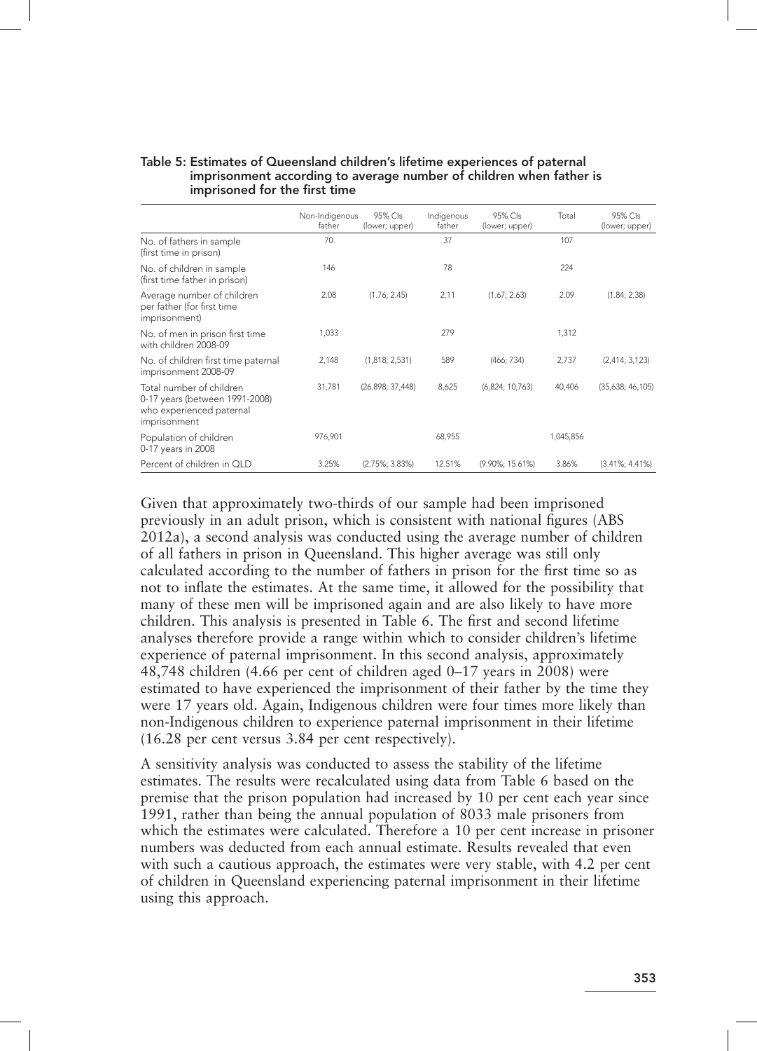**Table 5: Estimates of Queensland children's lifetime experiences of paternal imprisonment according to average number of children when father is imprisoned for the first time**

| | Non-Indigenous father | 95% CIs (lower; upper) | Indigenous father | 95% CIs (lower; upper) | Total | 95% CIs (lower; upper) |
|---|---|---|---|---|---|---|
| No. of fathers in sample (first time in prison) | 70 | | 37 | | 107 | |
| No. of children in sample (first time father in prison) | 146 | | 78 | | 224 | |
| Average number of children per father (for first time imprisonment) | 2.08 | (1.76; 2.45) | 2.11 | (1.67; 2.63) | 2.09 | (1.84; 2.38) |
| No. of men in prison first time with children 2008-09 | 1,033 | | 279 | | 1,312 | |
| No. of children first time paternal imprisonment 2008-09 | 2,148 | (1,818; 2,531) | 589 | (466; 734) | 2,737 | (2,414; 3,123) |
| Total number of children 0-17 years (between 1991-2008) who experienced paternal imprisonment | 31,781 | (26.898; 37,448) | 8,625 | (6,824; 10,763) | 40,406 | (35,638; 46,105) |
| Population of children 0-17 years in 2008 | 976,901 | | 68,955 | | 1,045,856 | |
| Percent of children in QLD | 3.25% | (2.75%; 3.83%) | 12.51% | (9.90%; 15.61%) | 3.86% | (3.41%; 4.41%) |

Given that approximately two-thirds of our sample had been imprisoned previously in an adult prison, which is consistent with national figures (ABS 2012a), a second analysis was conducted using the average number of children of all fathers in prison in Queensland. This higher average was still only calculated according to the number of fathers in prison for the first time so as not to inflate the estimates. At the same time, it allowed for the possibility that many of these men will be imprisoned again and are also likely to have more children. This analysis is presented in Table 6. The first and second lifetime analyses therefore provide a range within which to consider children's lifetime experience of paternal imprisonment. In this second analysis, approximately 48,748 children (4.66 per cent of children aged 0–17 years in 2008) were estimated to have experienced the imprisonment of their father by the time they were 17 years old. Again, Indigenous children were four times more likely than non-Indigenous children to experience paternal imprisonment in their lifetime (16.28 per cent versus 3.84 per cent respectively).

A sensitivity analysis was conducted to assess the stability of the lifetime estimates. The results were recalculated using data from Table 6 based on the premise that the prison population had increased by 10 per cent each year since 1991, rather than being the annual population of 8033 male prisoners from which the estimates were calculated. Therefore a 10 per cent increase in prisoner numbers was deducted from each annual estimate. Results revealed that even with such a cautious approach, the estimates were very stable, with 4.2 per cent of children in Queensland experiencing paternal imprisonment in their lifetime using this approach.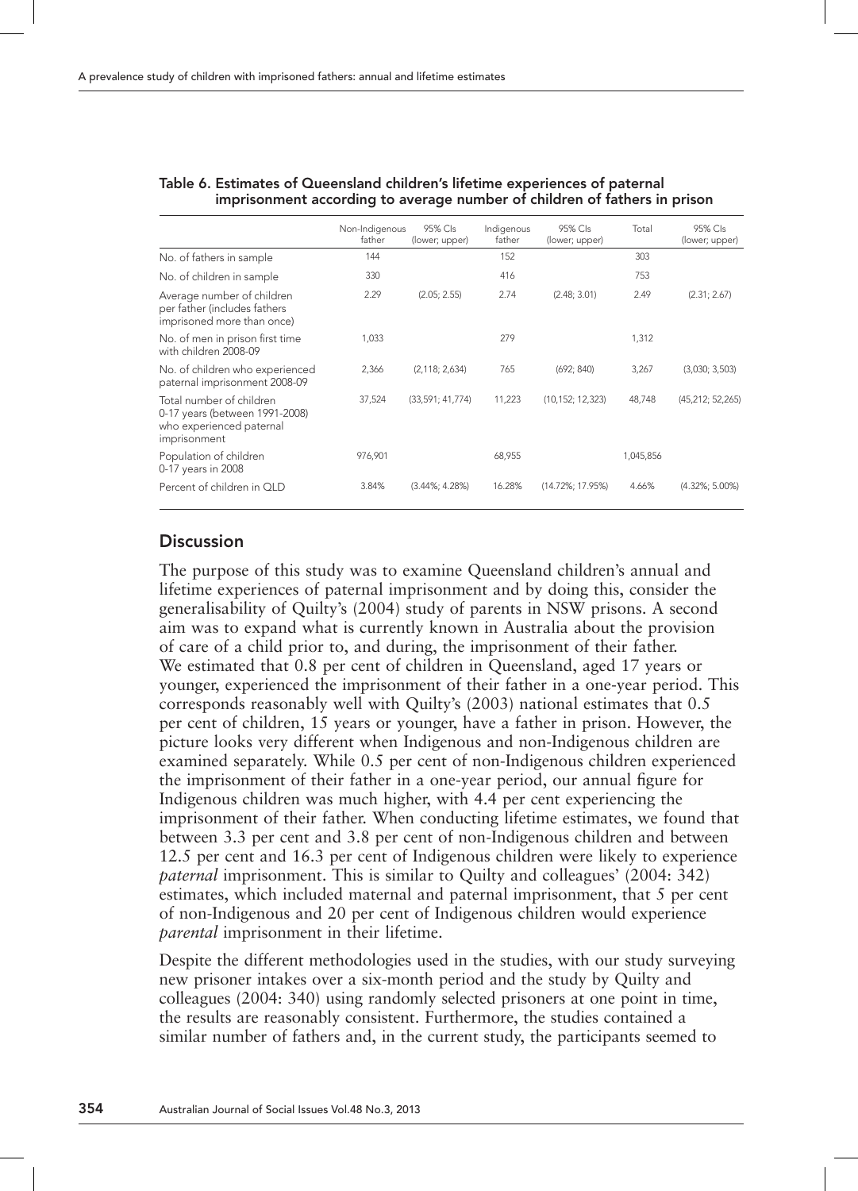**Table 6. Estimates of Queensland children's lifetime experiences of paternal imprisonment according to average number of children of fathers in prison**

| | Non-Indigenous father | 95% CIs (lower; upper) | Indigenous father | 95% CIs (lower; upper) | Total | 95% CIs (lower; upper) |
|---|---|---|---|---|---|---|
| No. of fathers in sample | 144 | | 152 | | 303 | |
| No. of children in sample | 330 | | 416 | | 753 | |
| Average number of children per father (includes fathers imprisoned more than once) | 2.29 | (2.05; 2.55) | 2.74 | (2.48; 3.01) | 2.49 | (2.31; 2.67) |
| No. of men in prison first time with children 2008-09 | 1,033 | | 279 | | 1,312 | |
| No. of children who experienced paternal imprisonment 2008-09 | 2,366 | (2,118; 2,634) | 765 | (692; 840) | 3,267 | (3,030; 3,503) |
| Total number of children 0-17 years (between 1991-2008) who experienced paternal imprisonment | 37,524 | (33,591; 41,774) | 11,223 | (10,152; 12,323) | 48,748 | (45,212; 52,265) |
| Population of children 0-17 years in 2008 | 976,901 | | 68,955 | | 1,045,856 | |
| Percent of children in QLD | 3.84% | (3.44%; 4.28%) | 16.28% | (14.72%; 17.95%) | 4.66% | (4.32%; 5.00%) |

## Discussion

The purpose of this study was to examine Queensland children's annual and lifetime experiences of paternal imprisonment and by doing this, consider the generalisability of Quilty's (2004) study of parents in NSW prisons. A second aim was to expand what is currently known in Australia about the provision of care of a child prior to, and during, the imprisonment of their father. We estimated that 0.8 per cent of children in Queensland, aged 17 years or younger, experienced the imprisonment of their father in a one-year period. This corresponds reasonably well with Quilty's (2003) national estimates that 0.5 per cent of children, 15 years or younger, have a father in prison. However, the picture looks very different when Indigenous and non-Indigenous children are examined separately. While 0.5 per cent of non-Indigenous children experienced the imprisonment of their father in a one-year period, our annual figure for Indigenous children was much higher, with 4.4 per cent experiencing the imprisonment of their father. When conducting lifetime estimates, we found that between 3.3 per cent and 3.8 per cent of non-Indigenous children and between 12.5 per cent and 16.3 per cent of Indigenous children were likely to experience *paternal* imprisonment. This is similar to Quilty and colleagues' (2004: 342) estimates, which included maternal and paternal imprisonment, that 5 per cent of non-Indigenous and 20 per cent of Indigenous children would experience *parental* imprisonment in their lifetime.

Despite the different methodologies used in the studies, with our study surveying new prisoner intakes over a six-month period and the study by Quilty and colleagues (2004: 340) using randomly selected prisoners at one point in time, the results are reasonably consistent. Furthermore, the studies contained a similar number of fathers and, in the current study, the participants seemed to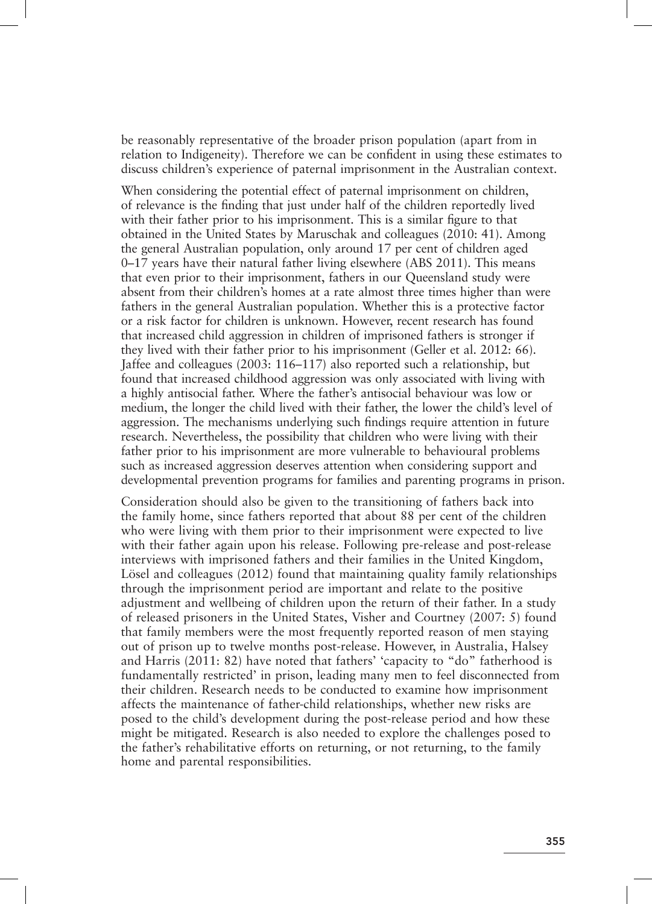be reasonably representative of the broader prison population (apart from in relation to Indigeneity). Therefore we can be confident in using these estimates to discuss children's experience of paternal imprisonment in the Australian context.

When considering the potential effect of paternal imprisonment on children, of relevance is the finding that just under half of the children reportedly lived with their father prior to his imprisonment. This is a similar figure to that obtained in the United States by Maruschak and colleagues (2010: 41). Among the general Australian population, only around 17 per cent of children aged 0–17 years have their natural father living elsewhere (ABS 2011). This means that even prior to their imprisonment, fathers in our Queensland study were absent from their children's homes at a rate almost three times higher than were fathers in the general Australian population. Whether this is a protective factor or a risk factor for children is unknown. However, recent research has found that increased child aggression in children of imprisoned fathers is stronger if they lived with their father prior to his imprisonment (Geller et al. 2012: 66). Jaffee and colleagues (2003: 116–117) also reported such a relationship, but found that increased childhood aggression was only associated with living with a highly antisocial father. Where the father's antisocial behaviour was low or medium, the longer the child lived with their father, the lower the child's level of aggression. The mechanisms underlying such findings require attention in future research. Nevertheless, the possibility that children who were living with their father prior to his imprisonment are more vulnerable to behavioural problems such as increased aggression deserves attention when considering support and developmental prevention programs for families and parenting programs in prison.

Consideration should also be given to the transitioning of fathers back into the family home, since fathers reported that about 88 per cent of the children who were living with them prior to their imprisonment were expected to live with their father again upon his release. Following pre-release and post-release interviews with imprisoned fathers and their families in the United Kingdom, Lösel and colleagues (2012) found that maintaining quality family relationships through the imprisonment period are important and relate to the positive adjustment and wellbeing of children upon the return of their father. In a study of released prisoners in the United States, Visher and Courtney (2007: 5) found that family members were the most frequently reported reason of men staying out of prison up to twelve months post-release. However, in Australia, Halsey and Harris (2011: 82) have noted that fathers' 'capacity to "do" fatherhood is fundamentally restricted' in prison, leading many men to feel disconnected from their children. Research needs to be conducted to examine how imprisonment affects the maintenance of father-child relationships, whether new risks are posed to the child's development during the post-release period and how these might be mitigated. Research is also needed to explore the challenges posed to the father's rehabilitative efforts on returning, or not returning, to the family home and parental responsibilities.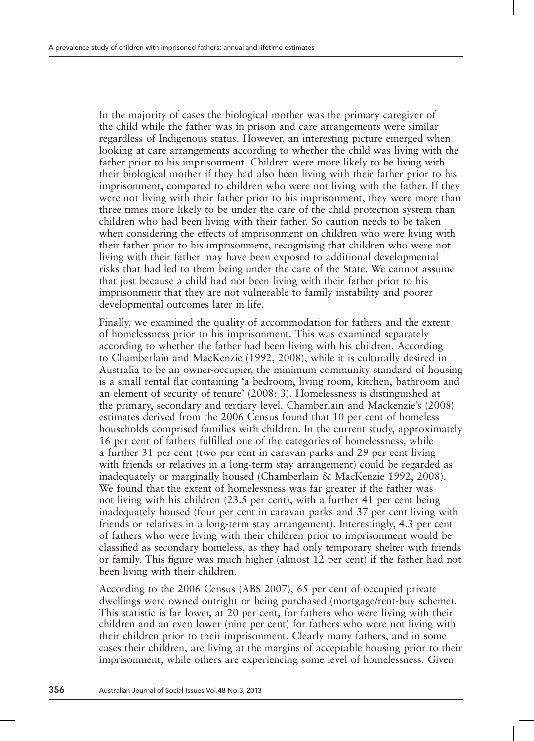In the majority of cases the biological mother was the primary caregiver of the child while the father was in prison and care arrangements were similar regardless of Indigenous status. However, an interesting picture emerged when looking at care arrangements according to whether the child was living with the father prior to his imprisonment. Children were more likely to be living with their biological mother if they had also been living with their father prior to his imprisonment, compared to children who were not living with the father. If they were not living with their father prior to his imprisonment, they were more than three times more likely to be under the care of the child protection system than children who had been living with their father. So caution needs to be taken when considering the effects of imprisonment on children who were living with their father prior to his imprisonment, recognising that children who were not living with their father may have been exposed to additional developmental risks that had led to them being under the care of the State. We cannot assume that just because a child had not been living with their father prior to his imprisonment that they are not vulnerable to family instability and poorer developmental outcomes later in life.

Finally, we examined the quality of accommodation for fathers and the extent of homelessness prior to his imprisonment. This was examined separately according to whether the father had been living with his children. According to Chamberlain and MacKenzie (1992, 2008), while it is culturally desired in Australia to be an owner-occupier, the minimum community standard of housing is a small rental flat containing 'a bedroom, living room, kitchen, bathroom and an element of security of tenure' (2008: 3). Homelessness is distinguished at the primary, secondary and tertiary level. Chamberlain and Mackenzie's (2008) estimates derived from the 2006 Census found that 10 per cent of homeless households comprised families with children. In the current study, approximately 16 per cent of fathers fulfilled one of the categories of homelessness, while a further 31 per cent (two per cent in caravan parks and 29 per cent living with friends or relatives in a long-term stay arrangement) could be regarded as inadequately or marginally housed (Chamberlain & MacKenzie 1992, 2008). We found that the extent of homelessness was far greater if the father was not living with his children (23.5 per cent), with a further 41 per cent being inadequately housed (four per cent in caravan parks and 37 per cent living with friends or relatives in a long-term stay arrangement). Interestingly, 4.3 per cent of fathers who were living with their children prior to imprisonment would be classified as secondary homeless, as they had only temporary shelter with friends or family. This figure was much higher (almost 12 per cent) if the father had not been living with their children.

According to the 2006 Census (ABS 2007), 65 per cent of occupied private dwellings were owned outright or being purchased (mortgage/rent-buy scheme). This statistic is far lower, at 20 per cent, for fathers who were living with their children and an even lower (nine per cent) for fathers who were not living with their children prior to their imprisonment. Clearly many fathers, and in some cases their children, are living at the margins of acceptable housing prior to their imprisonment, while others are experiencing some level of homelessness. Given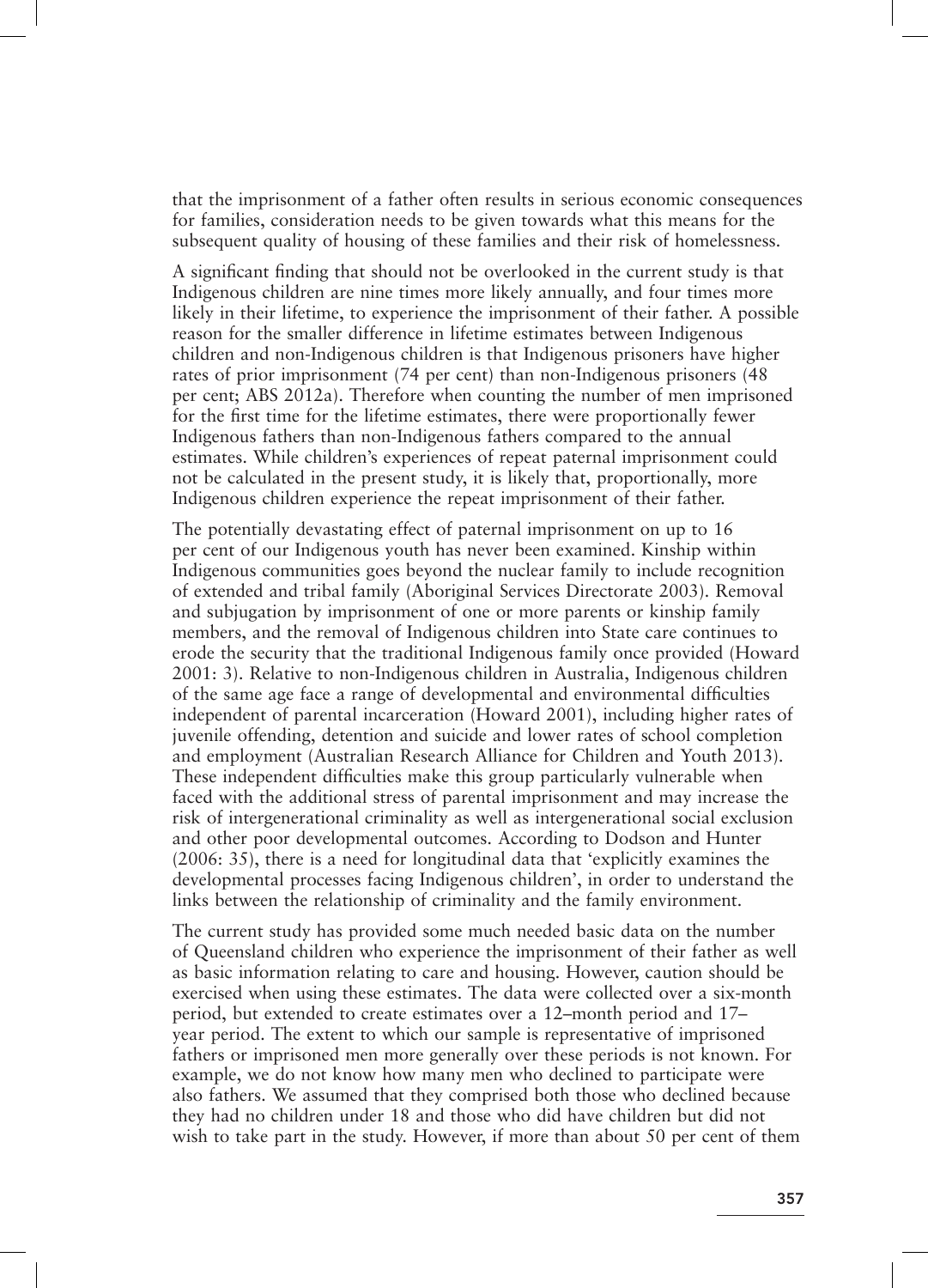that the imprisonment of a father often results in serious economic consequences for families, consideration needs to be given towards what this means for the subsequent quality of housing of these families and their risk of homelessness.

A significant finding that should not be overlooked in the current study is that Indigenous children are nine times more likely annually, and four times more likely in their lifetime, to experience the imprisonment of their father. A possible reason for the smaller difference in lifetime estimates between Indigenous children and non-Indigenous children is that Indigenous prisoners have higher rates of prior imprisonment (74 per cent) than non-Indigenous prisoners (48 per cent; ABS 2012a). Therefore when counting the number of men imprisoned for the first time for the lifetime estimates, there were proportionally fewer Indigenous fathers than non-Indigenous fathers compared to the annual estimates. While children's experiences of repeat paternal imprisonment could not be calculated in the present study, it is likely that, proportionally, more Indigenous children experience the repeat imprisonment of their father.

The potentially devastating effect of paternal imprisonment on up to 16 per cent of our Indigenous youth has never been examined. Kinship within Indigenous communities goes beyond the nuclear family to include recognition of extended and tribal family (Aboriginal Services Directorate 2003). Removal and subjugation by imprisonment of one or more parents or kinship family members, and the removal of Indigenous children into State care continues to erode the security that the traditional Indigenous family once provided (Howard 2001: 3). Relative to non-Indigenous children in Australia, Indigenous children of the same age face a range of developmental and environmental difficulties independent of parental incarceration (Howard 2001), including higher rates of juvenile offending, detention and suicide and lower rates of school completion and employment (Australian Research Alliance for Children and Youth 2013). These independent difficulties make this group particularly vulnerable when faced with the additional stress of parental imprisonment and may increase the risk of intergenerational criminality as well as intergenerational social exclusion and other poor developmental outcomes. According to Dodson and Hunter (2006: 35), there is a need for longitudinal data that 'explicitly examines the developmental processes facing Indigenous children', in order to understand the links between the relationship of criminality and the family environment.

The current study has provided some much needed basic data on the number of Queensland children who experience the imprisonment of their father as well as basic information relating to care and housing. However, caution should be exercised when using these estimates. The data were collected over a six-month period, but extended to create estimates over a 12–month period and 17–year period. The extent to which our sample is representative of imprisoned fathers or imprisoned men more generally over these periods is not known. For example, we do not know how many men who declined to participate were also fathers. We assumed that they comprised both those who declined because they had no children under 18 and those who did have children but did not wish to take part in the study. However, if more than about 50 per cent of them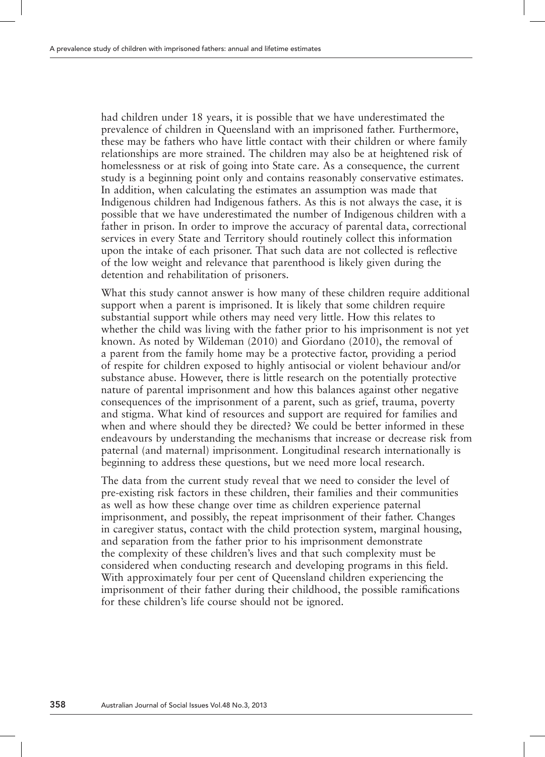had children under 18 years, it is possible that we have underestimated the prevalence of children in Queensland with an imprisoned father. Furthermore, these may be fathers who have little contact with their children or where family relationships are more strained. The children may also be at heightened risk of homelessness or at risk of going into State care. As a consequence, the current study is a beginning point only and contains reasonably conservative estimates. In addition, when calculating the estimates an assumption was made that Indigenous children had Indigenous fathers. As this is not always the case, it is possible that we have underestimated the number of Indigenous children with a father in prison. In order to improve the accuracy of parental data, correctional services in every State and Territory should routinely collect this information upon the intake of each prisoner. That such data are not collected is reflective of the low weight and relevance that parenthood is likely given during the detention and rehabilitation of prisoners.

What this study cannot answer is how many of these children require additional support when a parent is imprisoned. It is likely that some children require substantial support while others may need very little. How this relates to whether the child was living with the father prior to his imprisonment is not yet known. As noted by Wildeman (2010) and Giordano (2010), the removal of a parent from the family home may be a protective factor, providing a period of respite for children exposed to highly antisocial or violent behaviour and/or substance abuse. However, there is little research on the potentially protective nature of parental imprisonment and how this balances against other negative consequences of the imprisonment of a parent, such as grief, trauma, poverty and stigma. What kind of resources and support are required for families and when and where should they be directed? We could be better informed in these endeavours by understanding the mechanisms that increase or decrease risk from paternal (and maternal) imprisonment. Longitudinal research internationally is beginning to address these questions, but we need more local research.

The data from the current study reveal that we need to consider the level of pre-existing risk factors in these children, their families and their communities as well as how these change over time as children experience paternal imprisonment, and possibly, the repeat imprisonment of their father. Changes in caregiver status, contact with the child protection system, marginal housing, and separation from the father prior to his imprisonment demonstrate the complexity of these children's lives and that such complexity must be considered when conducting research and developing programs in this field. With approximately four per cent of Queensland children experiencing the imprisonment of their father during their childhood, the possible ramifications for these children's life course should not be ignored.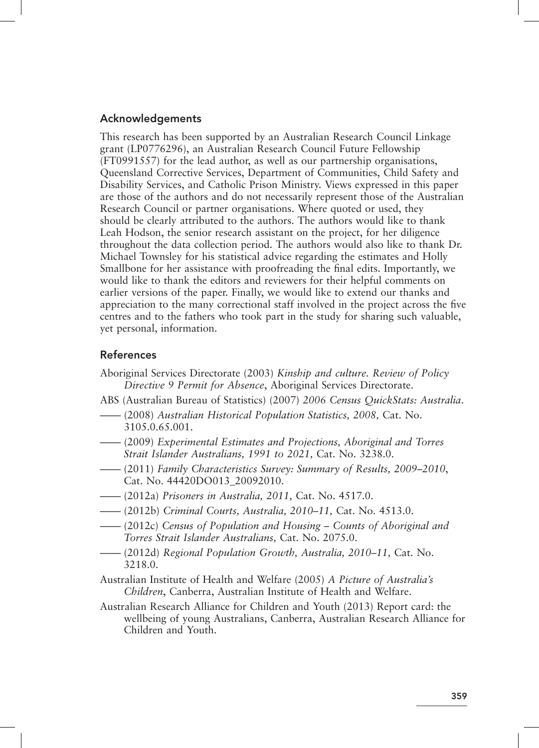## Acknowledgements

This research has been supported by an Australian Research Council Linkage grant (LP0776296), an Australian Research Council Future Fellowship (FT0991557) for the lead author, as well as our partnership organisations, Queensland Corrective Services, Department of Communities, Child Safety and Disability Services, and Catholic Prison Ministry. Views expressed in this paper are those of the authors and do not necessarily represent those of the Australian Research Council or partner organisations. Where quoted or used, they should be clearly attributed to the authors. The authors would like to thank Leah Hodson, the senior research assistant on the project, for her diligence throughout the data collection period. The authors would also like to thank Dr. Michael Townsley for his statistical advice regarding the estimates and Holly Smallbone for her assistance with proofreading the final edits. Importantly, we would like to thank the editors and reviewers for their helpful comments on earlier versions of the paper. Finally, we would like to extend our thanks and appreciation to the many correctional staff involved in the project across the five centres and to the fathers who took part in the study for sharing such valuable, yet personal, information.

## References

Aboriginal Services Directorate (2003) *Kinship and culture. Review of Policy Directive 9 Permit for Absence*, Aboriginal Services Directorate.

ABS (Australian Bureau of Statistics) (2007) *2006 Census QuickStats: Australia*.

—— (2008) *Australian Historical Population Statistics, 2008,* Cat. No. 3105.0.65.001.

—— (2009) *Experimental Estimates and Projections, Aboriginal and Torres Strait Islander Australians, 1991 to 2021,* Cat. No. 3238.0.

—— (2011) *Family Characteristics Survey: Summary of Results, 2009–2010*, Cat. No. 44420DO013_20092010.

—— (2012a) *Prisoners in Australia, 2011,* Cat. No. 4517.0.

—— (2012b) *Criminal Courts, Australia, 2010–11,* Cat. No. 4513.0.

—— (2012c) *Census of Population and Housing – Counts of Aboriginal and Torres Strait Islander Australians,* Cat. No. 2075.0.

—— (2012d) *Regional Population Growth, Australia, 2010–11,* Cat. No. 3218.0.

Australian Institute of Health and Welfare (2005) *A Picture of Australia's Children*, Canberra, Australian Institute of Health and Welfare.

Australian Research Alliance for Children and Youth (2013) Report card: the wellbeing of young Australians, Canberra, Australian Research Alliance for Children and Youth.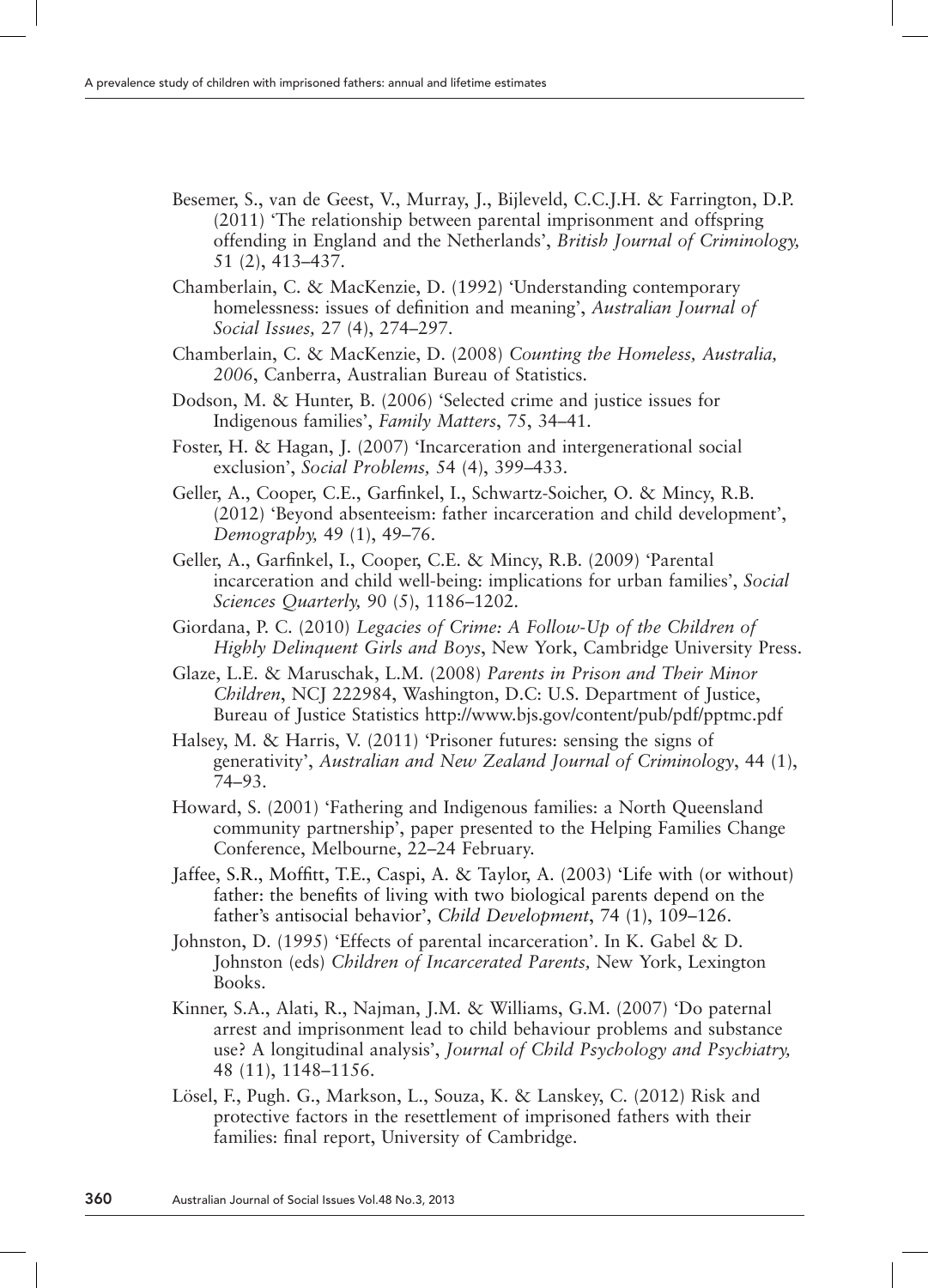Besemer, S., van de Geest, V., Murray, J., Bijleveld, C.C.J.H. & Farrington, D.P. (2011) 'The relationship between parental imprisonment and offspring offending in England and the Netherlands', *British Journal of Criminology,* 51 (2), 413–437.

Chamberlain, C. & MacKenzie, D. (1992) 'Understanding contemporary homelessness: issues of definition and meaning', *Australian Journal of Social Issues,* 27 (4), 274–297.

Chamberlain, C. & MacKenzie, D. (2008) *Counting the Homeless, Australia, 2006*, Canberra, Australian Bureau of Statistics.

Dodson, M. & Hunter, B. (2006) 'Selected crime and justice issues for Indigenous families', *Family Matters*, 75, 34–41.

Foster, H. & Hagan, J. (2007) 'Incarceration and intergenerational social exclusion', *Social Problems,* 54 (4), 399–433.

Geller, A., Cooper, C.E., Garfinkel, I., Schwartz-Soicher, O. & Mincy, R.B. (2012) 'Beyond absenteeism: father incarceration and child development', *Demography,* 49 (1), 49–76.

Geller, A., Garfinkel, I., Cooper, C.E. & Mincy, R.B. (2009) 'Parental incarceration and child well-being: implications for urban families', *Social Sciences Quarterly,* 90 (5), 1186–1202.

Giordana, P. C. (2010) *Legacies of Crime: A Follow-Up of the Children of Highly Delinquent Girls and Boys*, New York, Cambridge University Press.

Glaze, L.E. & Maruschak, L.M. (2008) *Parents in Prison and Their Minor Children*, NCJ 222984, Washington, D.C: U.S. Department of Justice, Bureau of Justice Statistics http://www.bjs.gov/content/pub/pdf/pptmc.pdf

Halsey, M. & Harris, V. (2011) 'Prisoner futures: sensing the signs of generativity', *Australian and New Zealand Journal of Criminology*, 44 (1), 74–93.

Howard, S. (2001) 'Fathering and Indigenous families: a North Queensland community partnership', paper presented to the Helping Families Change Conference, Melbourne, 22–24 February.

Jaffee, S.R., Moffitt, T.E., Caspi, A. & Taylor, A. (2003) 'Life with (or without) father: the benefits of living with two biological parents depend on the father's antisocial behavior', *Child Development*, 74 (1), 109–126.

Johnston, D. (1995) 'Effects of parental incarceration'. In K. Gabel & D. Johnston (eds) *Children of Incarcerated Parents,* New York, Lexington Books.

Kinner, S.A., Alati, R., Najman, J.M. & Williams, G.M. (2007) 'Do paternal arrest and imprisonment lead to child behaviour problems and substance use? A longitudinal analysis', *Journal of Child Psychology and Psychiatry,* 48 (11), 1148–1156.

Lösel, F., Pugh. G., Markson, L., Souza, K. & Lanskey, C. (2012) Risk and protective factors in the resettlement of imprisoned fathers with their families: final report, University of Cambridge.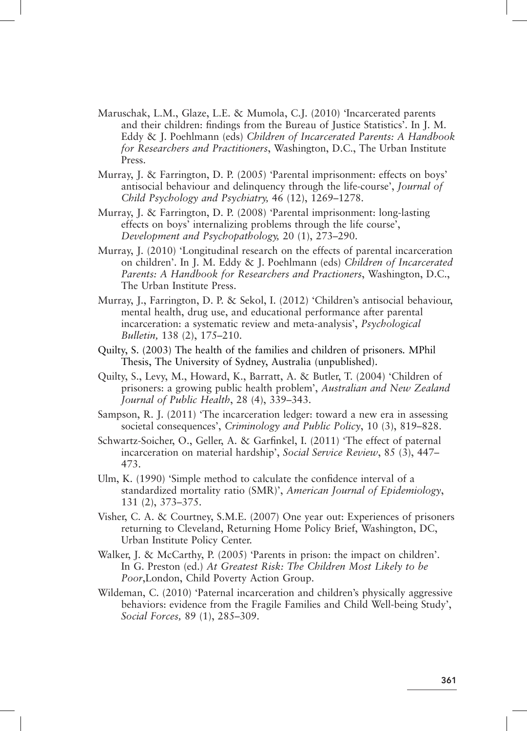Maruschak, L.M., Glaze, L.E. & Mumola, C.J. (2010) 'Incarcerated parents and their children: findings from the Bureau of Justice Statistics'. In J. M. Eddy & J. Poehlmann (eds) *Children of Incarcerated Parents: A Handbook for Researchers and Practitioners*, Washington, D.C., The Urban Institute Press.

Murray, J. & Farrington, D. P. (2005) 'Parental imprisonment: effects on boys' antisocial behaviour and delinquency through the life-course', *Journal of Child Psychology and Psychiatry,* 46 (12), 1269–1278.

Murray, J. & Farrington, D. P. (2008) 'Parental imprisonment: long-lasting effects on boys' internalizing problems through the life course', *Development and Psychopathology,* 20 (1), 273–290.

Murray, J. (2010) 'Longitudinal research on the effects of parental incarceration on children'. In J. M. Eddy & J. Poehlmann (eds) *Children of Incarcerated Parents: A Handbook for Researchers and Practioners*, Washington, D.C., The Urban Institute Press.

Murray, J., Farrington, D. P. & Sekol, I. (2012) 'Children's antisocial behaviour, mental health, drug use, and educational performance after parental incarceration: a systematic review and meta-analysis', *Psychological Bulletin,* 138 (2), 175–210.

Quilty, S. (2003) The health of the families and children of prisoners. MPhil Thesis, The University of Sydney, Australia (unpublished).

Quilty, S., Levy, M., Howard, K., Barratt, A. & Butler, T. (2004) 'Children of prisoners: a growing public health problem', *Australian and New Zealand Journal of Public Health*, 28 (4), 339–343.

Sampson, R. J. (2011) 'The incarceration ledger: toward a new era in assessing societal consequences', *Criminology and Public Policy*, 10 (3), 819–828.

Schwartz-Soicher, O., Geller, A. & Garfinkel, I. (2011) 'The effect of paternal incarceration on material hardship', *Social Service Review*, 85 (3), 447–473.

Ulm, K. (1990) 'Simple method to calculate the confidence interval of a standardized mortality ratio (SMR)', *American Journal of Epidemiology*, 131 (2), 373–375.

Visher, C. A. & Courtney, S.M.E. (2007) One year out: Experiences of prisoners returning to Cleveland, Returning Home Policy Brief, Washington, DC, Urban Institute Policy Center.

Walker, J. & McCarthy, P. (2005) 'Parents in prison: the impact on children'. In G. Preston (ed.) *At Greatest Risk: The Children Most Likely to be Poor*,London, Child Poverty Action Group.

Wildeman, C. (2010) 'Paternal incarceration and children's physically aggressive behaviors: evidence from the Fragile Families and Child Well-being Study', *Social Forces,* 89 (1), 285–309.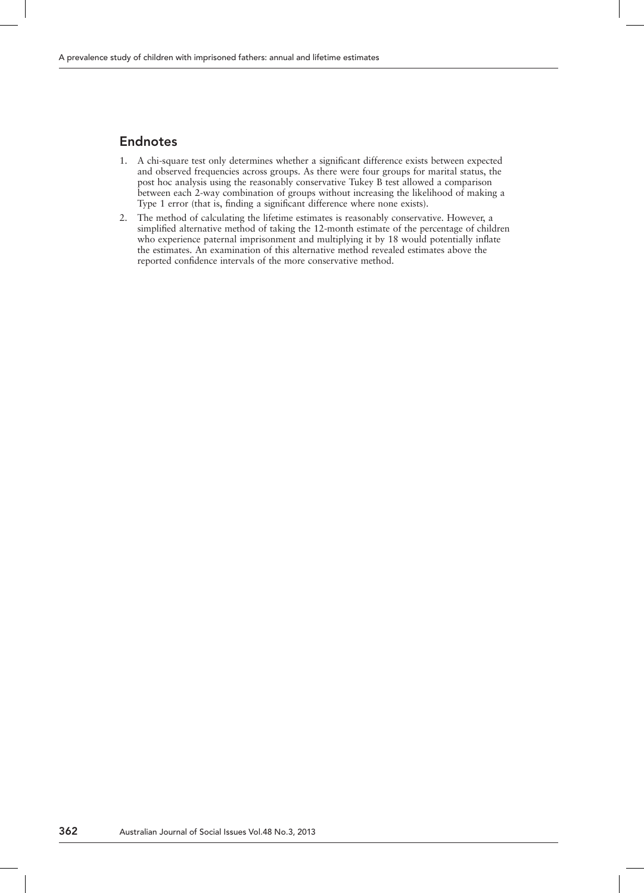## Endnotes

1. A chi-square test only determines whether a significant difference exists between expected and observed frequencies across groups. As there were four groups for marital status, the post hoc analysis using the reasonably conservative Tukey B test allowed a comparison between each 2-way combination of groups without increasing the likelihood of making a Type 1 error (that is, finding a significant difference where none exists).
2. The method of calculating the lifetime estimates is reasonably conservative. However, a simplified alternative method of taking the 12-month estimate of the percentage of children who experience paternal imprisonment and multiplying it by 18 would potentially inflate the estimates. An examination of this alternative method revealed estimates above the reported confidence intervals of the more conservative method.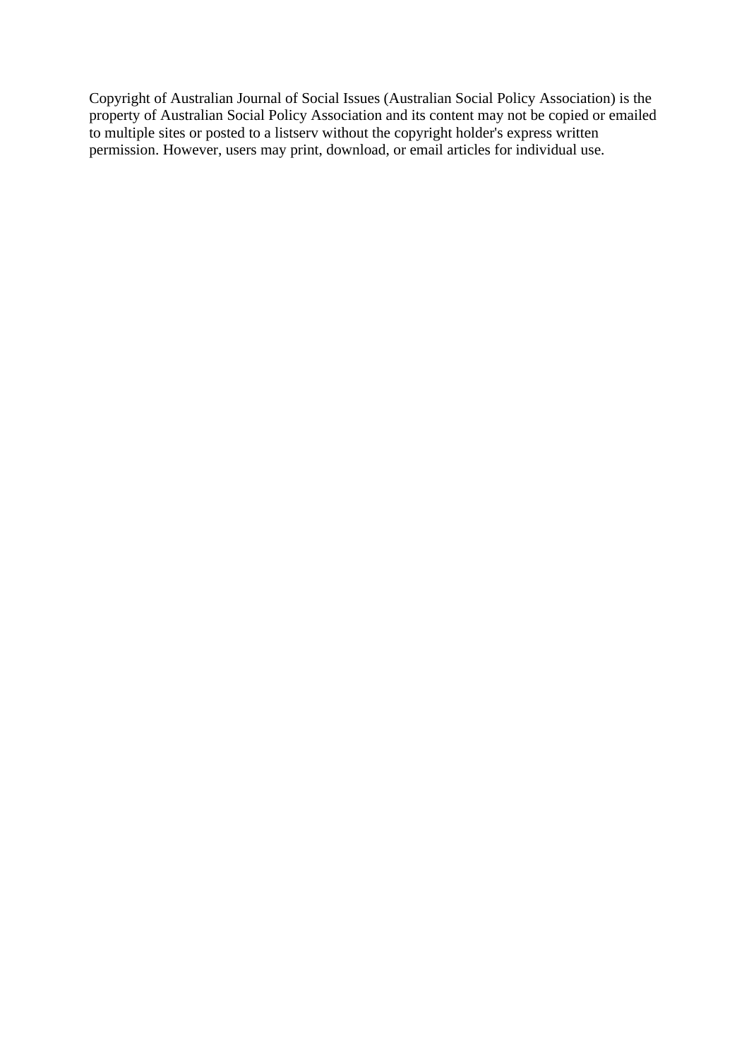Copyright of Australian Journal of Social Issues (Australian Social Policy Association) is the property of Australian Social Policy Association and its content may not be copied or emailed to multiple sites or posted to a listserv without the copyright holder's express written permission. However, users may print, download, or email articles for individual use.